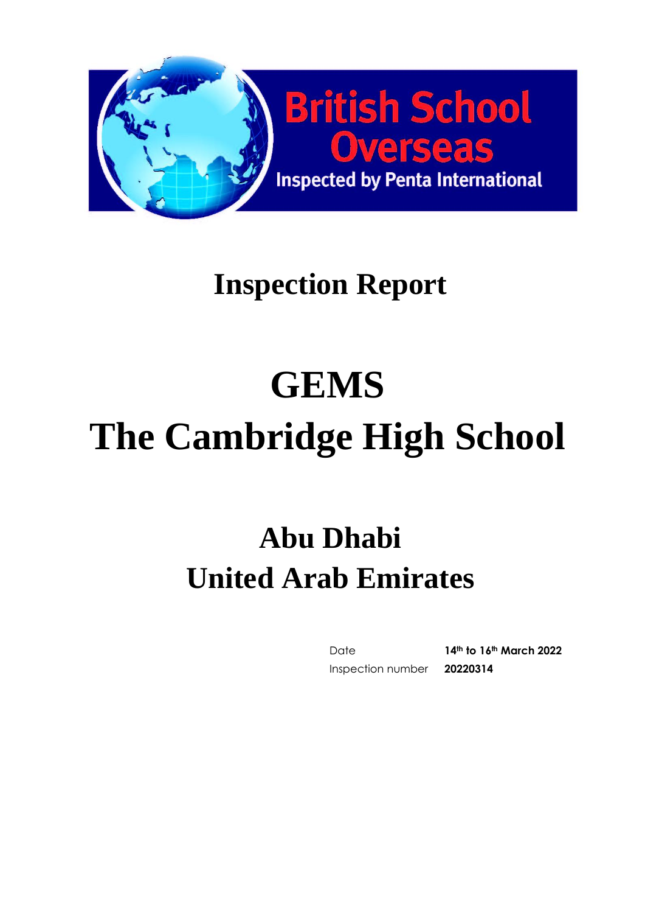British School Overseas

Inspected by Penta International

# Inspection Report

# GEMS
# The Cambridge High School

## Abu Dhabi
## United Arab Emirates

| | |
|---|---|
| Date | **14th to 16th March 2022** |
| Inspection number | **20220314** |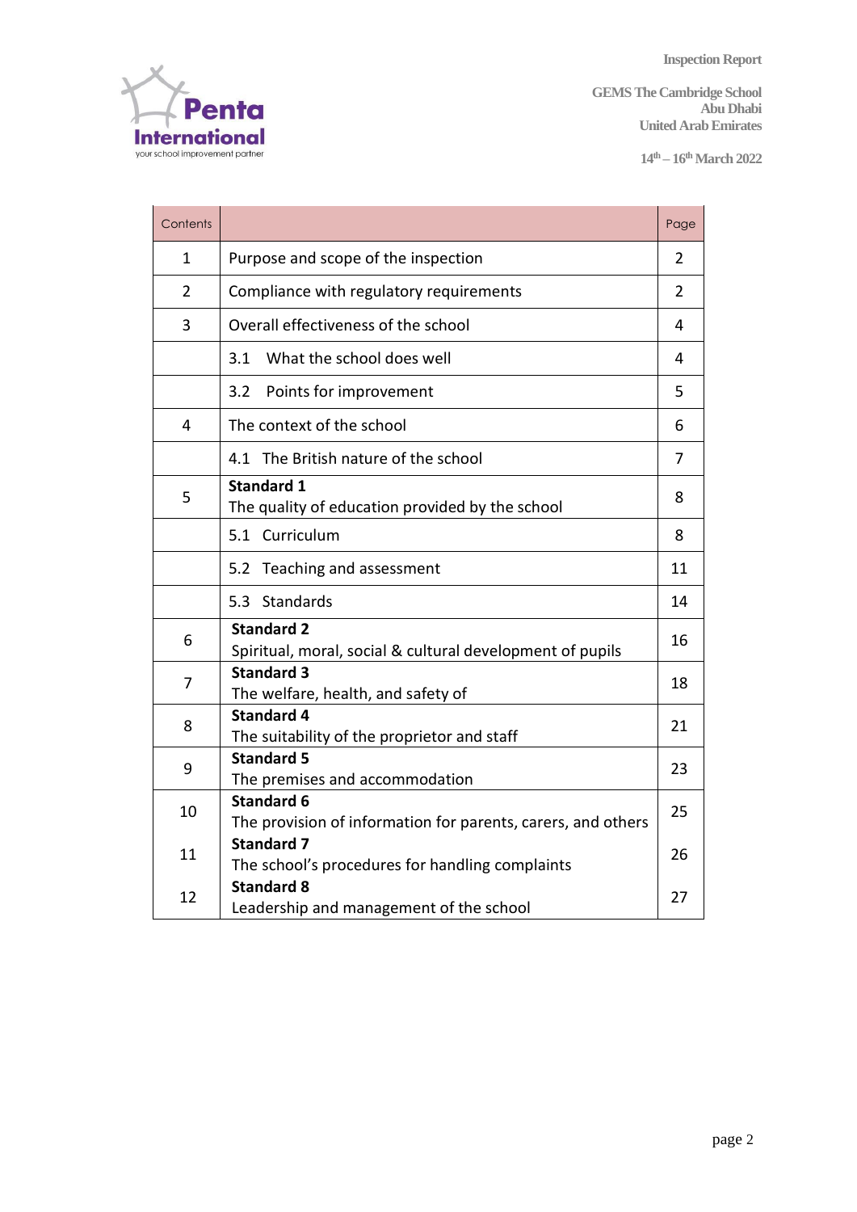| Contents | | Page |
|---|---|---|
| 1 | Purpose and scope of the inspection | 2 |
| 2 | Compliance with regulatory requirements | 2 |
| 3 | Overall effectiveness of the school | 4 |
| | 3.1 What the school does well | 4 |
| | 3.2 Points for improvement | 5 |
| 4 | The context of the school | 6 |
| | 4.1 The British nature of the school | 7 |
| 5 | **Standard 1** The quality of education provided by the school | 8 |
| | 5.1 Curriculum | 8 |
| | 5.2 Teaching and assessment | 11 |
| | 5.3 Standards | 14 |
| 6 | **Standard 2** Spiritual, moral, social & cultural development of pupils | 16 |
| 7 | **Standard 3** The welfare, health, and safety of | 18 |
| 8 | **Standard 4** The suitability of the proprietor and staff | 21 |
| 9 | **Standard 5** The premises and accommodation | 23 |
| 10 | **Standard 6** The provision of information for parents, carers, and others | 25 |
| 11 | **Standard 7** The school's procedures for handling complaints | 26 |
| 12 | **Standard 8** Leadership and management of the school | 27 |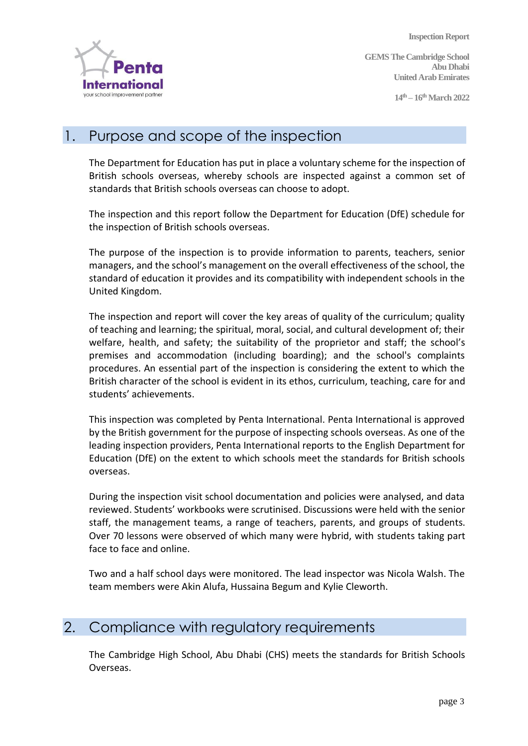## 1. Purpose and scope of the inspection

The Department for Education has put in place a voluntary scheme for the inspection of British schools overseas, whereby schools are inspected against a common set of standards that British schools overseas can choose to adopt.

The inspection and this report follow the Department for Education (DfE) schedule for the inspection of British schools overseas.

The purpose of the inspection is to provide information to parents, teachers, senior managers, and the school's management on the overall effectiveness of the school, the standard of education it provides and its compatibility with independent schools in the United Kingdom.

The inspection and report will cover the key areas of quality of the curriculum; quality of teaching and learning; the spiritual, moral, social, and cultural development of; their welfare, health, and safety; the suitability of the proprietor and staff; the school's premises and accommodation (including boarding); and the school's complaints procedures. An essential part of the inspection is considering the extent to which the British character of the school is evident in its ethos, curriculum, teaching, care for and students' achievements.

This inspection was completed by Penta International. Penta International is approved by the British government for the purpose of inspecting schools overseas. As one of the leading inspection providers, Penta International reports to the English Department for Education (DfE) on the extent to which schools meet the standards for British schools overseas.

During the inspection visit school documentation and policies were analysed, and data reviewed. Students' workbooks were scrutinised. Discussions were held with the senior staff, the management teams, a range of teachers, parents, and groups of students. Over 70 lessons were observed of which many were hybrid, with students taking part face to face and online.

Two and a half school days were monitored. The lead inspector was Nicola Walsh. The team members were Akin Alufa, Hussaina Begum and Kylie Cleworth.

## 2. Compliance with regulatory requirements

The Cambridge High School, Abu Dhabi (CHS) meets the standards for British Schools Overseas.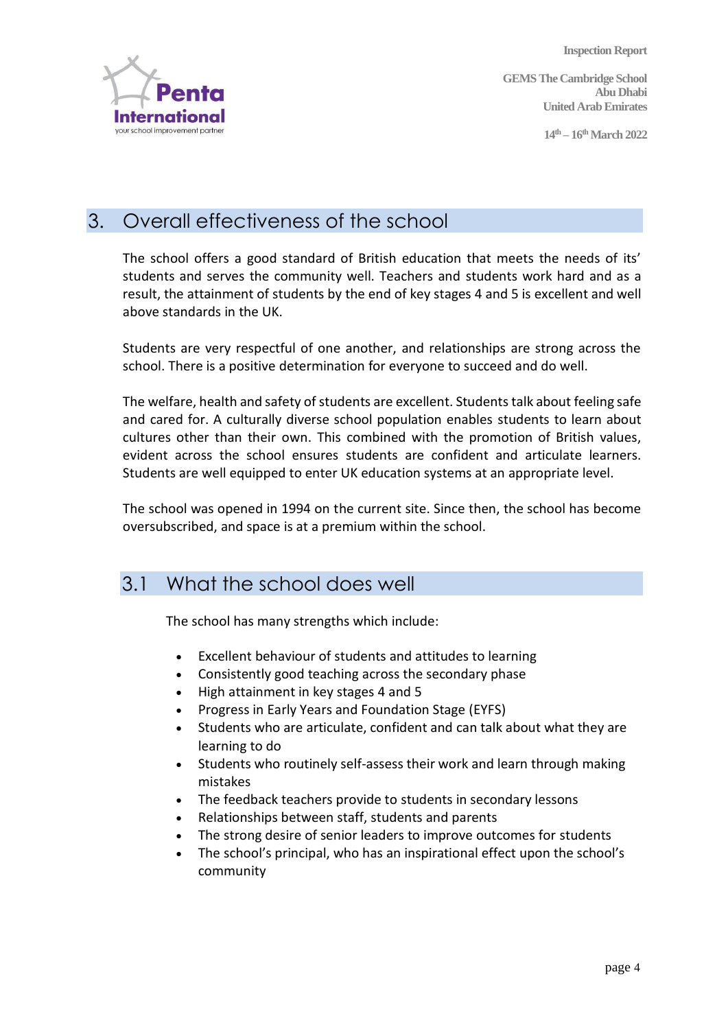## 3. Overall effectiveness of the school

The school offers a good standard of British education that meets the needs of its' students and serves the community well. Teachers and students work hard and as a result, the attainment of students by the end of key stages 4 and 5 is excellent and well above standards in the UK.

Students are very respectful of one another, and relationships are strong across the school. There is a positive determination for everyone to succeed and do well.

The welfare, health and safety of students are excellent. Students talk about feeling safe and cared for. A culturally diverse school population enables students to learn about cultures other than their own. This combined with the promotion of British values, evident across the school ensures students are confident and articulate learners. Students are well equipped to enter UK education systems at an appropriate level.

The school was opened in 1994 on the current site. Since then, the school has become oversubscribed, and space is at a premium within the school.

### 3.1 What the school does well

The school has many strengths which include:

- Excellent behaviour of students and attitudes to learning
- Consistently good teaching across the secondary phase
- High attainment in key stages 4 and 5
- Progress in Early Years and Foundation Stage (EYFS)
- Students who are articulate, confident and can talk about what they are learning to do
- Students who routinely self-assess their work and learn through making mistakes
- The feedback teachers provide to students in secondary lessons
- Relationships between staff, students and parents
- The strong desire of senior leaders to improve outcomes for students
- The school's principal, who has an inspirational effect upon the school's community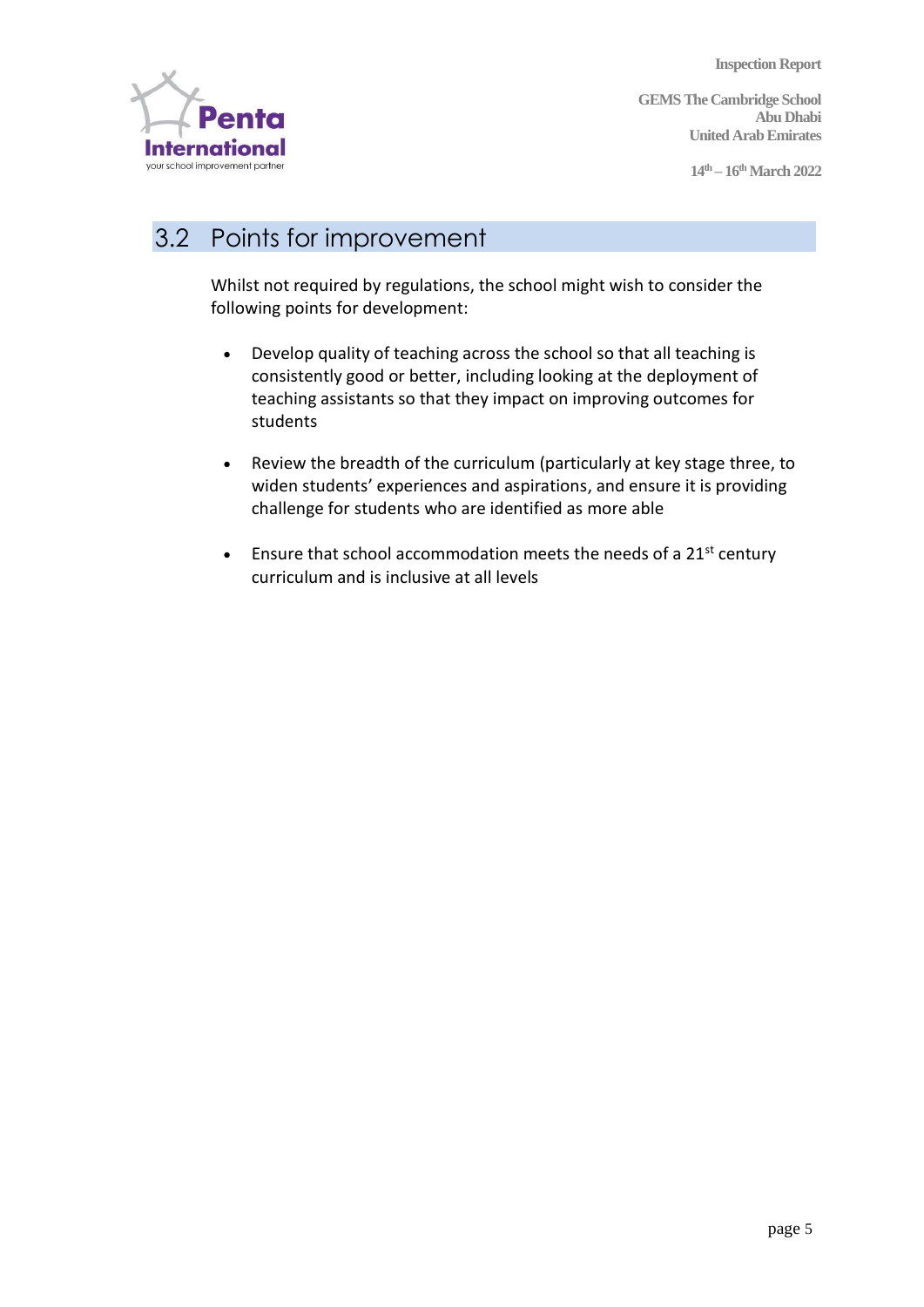## 3.2 Points for improvement

Whilst not required by regulations, the school might wish to consider the following points for development:

- Develop quality of teaching across the school so that all teaching is consistently good or better, including looking at the deployment of teaching assistants so that they impact on improving outcomes for students
- Review the breadth of the curriculum (particularly at key stage three, to widen students' experiences and aspirations, and ensure it is providing challenge for students who are identified as more able
- Ensure that school accommodation meets the needs of a 21st century curriculum and is inclusive at all levels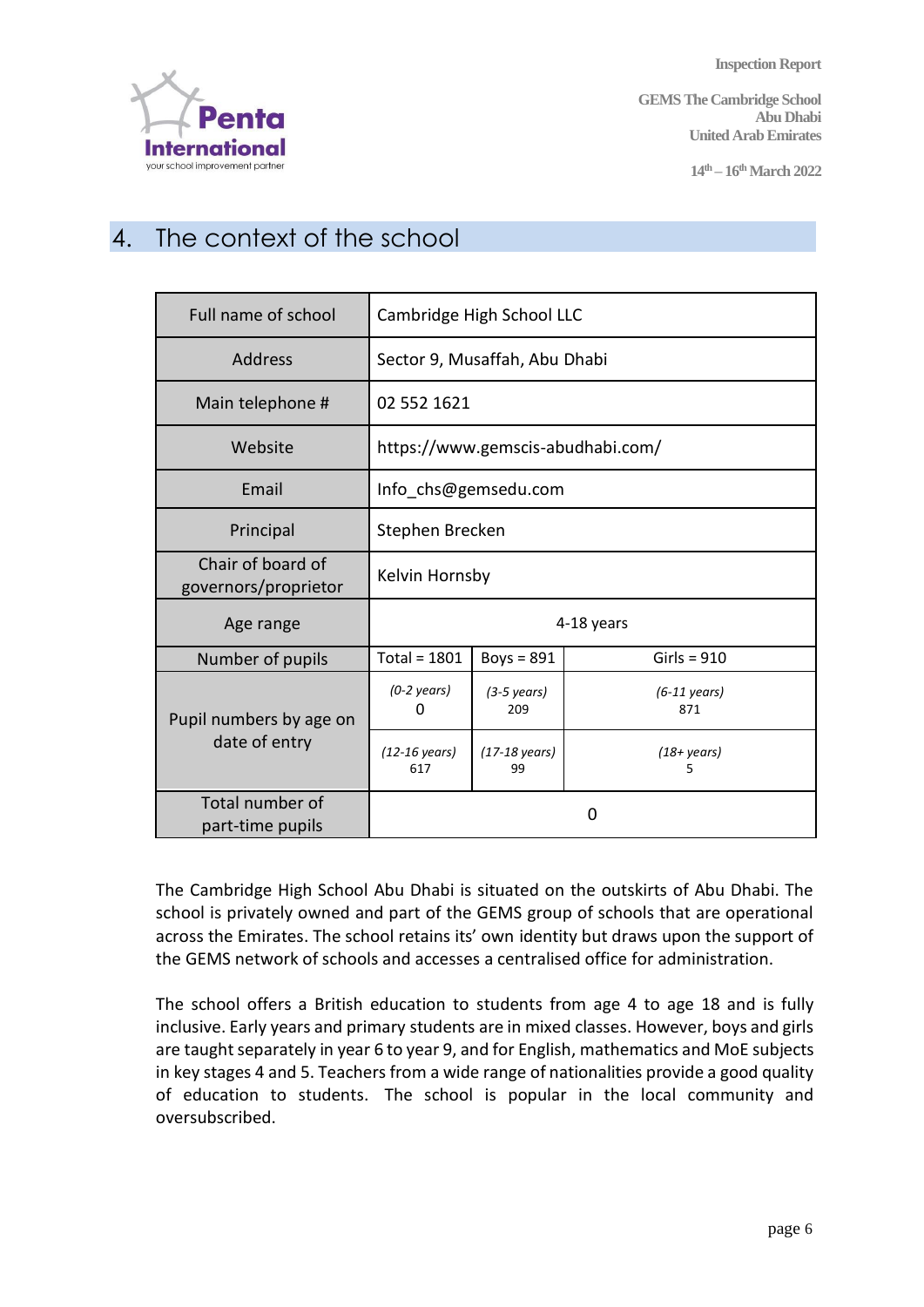## 4. The context of the school

| Full name of school | Cambridge High School LLC | | |
|---|---|---|---|
| Address | Sector 9, Musaffah, Abu Dhabi | | |
| Main telephone # | 02 552 1621 | | |
| Website | https://www.gemscis-abudhabi.com/ | | |
| Email | Info_chs@gemsedu.com | | |
| Principal | Stephen Brecken | | |
| Chair of board of governors/proprietor | Kelvin Hornsby | | |
| Age range | 4-18 years | | |
| Number of pupils | Total = 1801 | Boys = 891 | Girls = 910 |
| Pupil numbers by age on date of entry | *(0-2 years)* 0 | *(3-5 years)* 209 | *(6-11 years)* 871 |
| | *(12-16 years)* 617 | *(17-18 years)* 99 | *(18+ years)* 5 |
| Total number of part-time pupils | 0 | | |

The Cambridge High School Abu Dhabi is situated on the outskirts of Abu Dhabi. The school is privately owned and part of the GEMS group of schools that are operational across the Emirates. The school retains its' own identity but draws upon the support of the GEMS network of schools and accesses a centralised office for administration.

The school offers a British education to students from age 4 to age 18 and is fully inclusive. Early years and primary students are in mixed classes. However, boys and girls are taught separately in year 6 to year 9, and for English, mathematics and MoE subjects in key stages 4 and 5. Teachers from a wide range of nationalities provide a good quality of education to students. The school is popular in the local community and oversubscribed.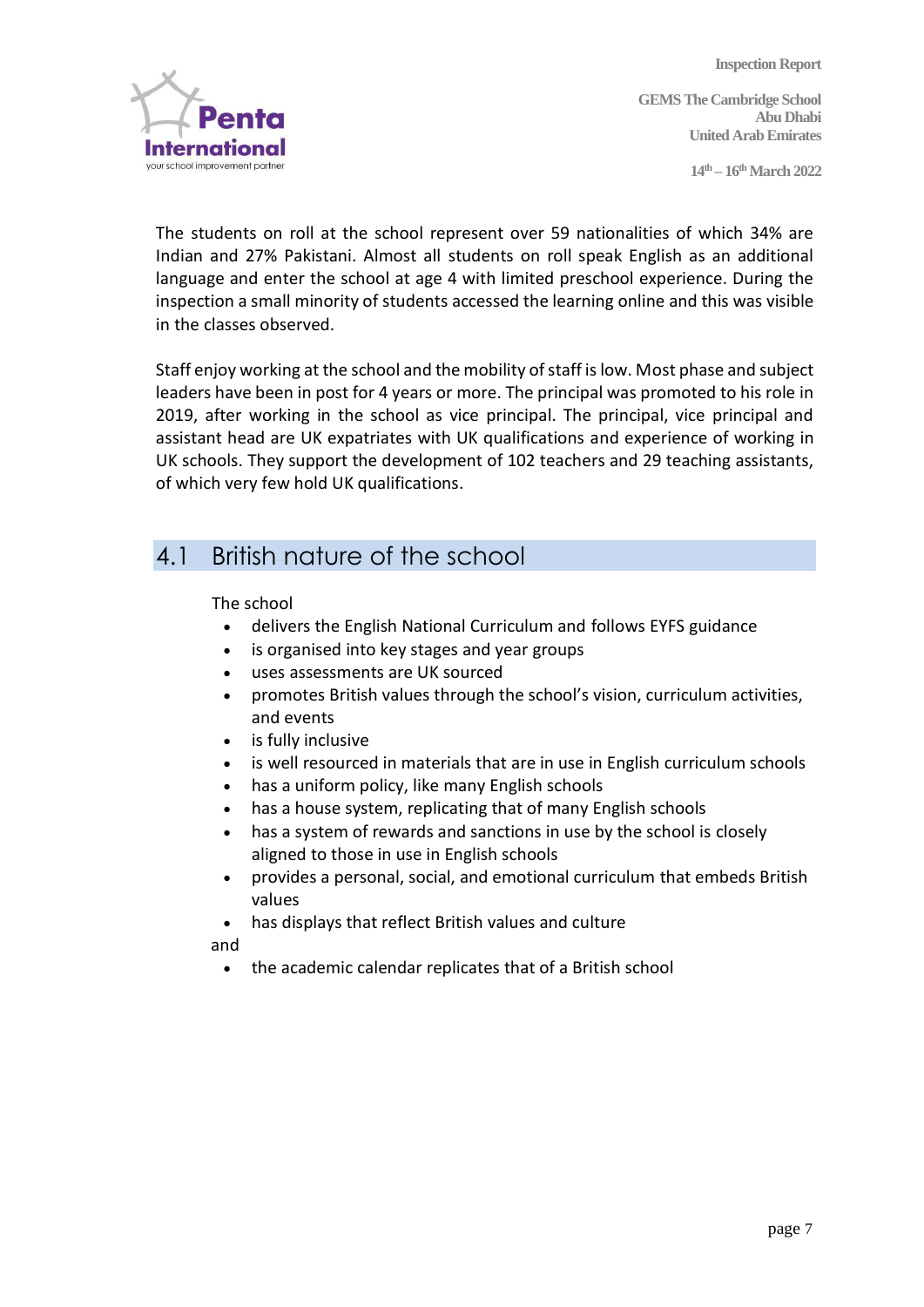The students on roll at the school represent over 59 nationalities of which 34% are Indian and 27% Pakistani. Almost all students on roll speak English as an additional language and enter the school at age 4 with limited preschool experience. During the inspection a small minority of students accessed the learning online and this was visible in the classes observed.

Staff enjoy working at the school and the mobility of staff is low. Most phase and subject leaders have been in post for 4 years or more. The principal was promoted to his role in 2019, after working in the school as vice principal. The principal, vice principal and assistant head are UK expatriates with UK qualifications and experience of working in UK schools. They support the development of 102 teachers and 29 teaching assistants, of which very few hold UK qualifications.

## 4.1 British nature of the school

The school

- delivers the English National Curriculum and follows EYFS guidance
- is organised into key stages and year groups
- uses assessments are UK sourced
- promotes British values through the school's vision, curriculum activities, and events
- is fully inclusive
- is well resourced in materials that are in use in English curriculum schools
- has a uniform policy, like many English schools
- has a house system, replicating that of many English schools
- has a system of rewards and sanctions in use by the school is closely aligned to those in use in English schools
- provides a personal, social, and emotional curriculum that embeds British values
- has displays that reflect British values and culture

and

- the academic calendar replicates that of a British school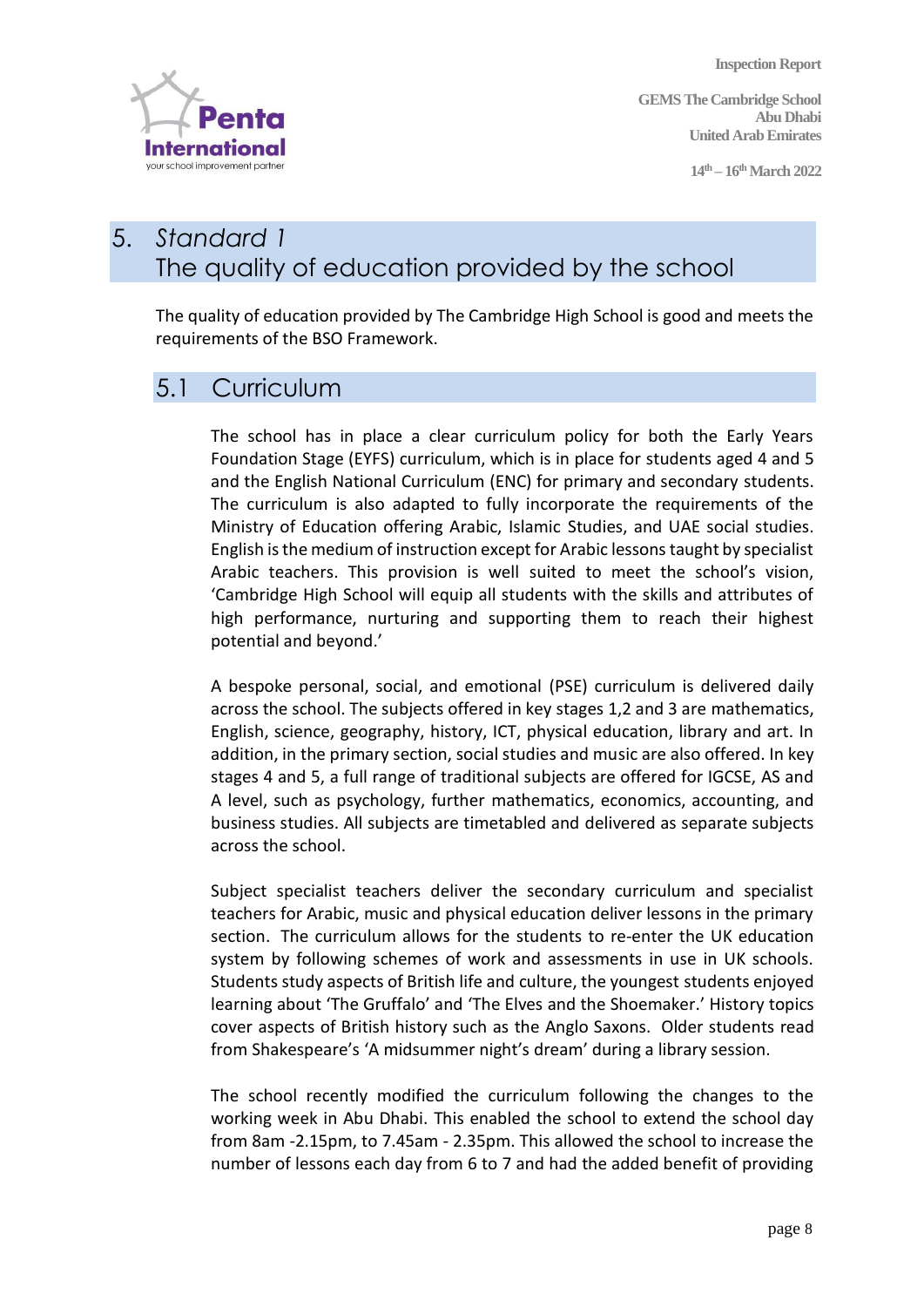## 5. *Standard 1*
## The quality of education provided by the school

The quality of education provided by The Cambridge High School is good and meets the requirements of the BSO Framework.

### 5.1 Curriculum

The school has in place a clear curriculum policy for both the Early Years Foundation Stage (EYFS) curriculum, which is in place for students aged 4 and 5 and the English National Curriculum (ENC) for primary and secondary students. The curriculum is also adapted to fully incorporate the requirements of the Ministry of Education offering Arabic, Islamic Studies, and UAE social studies. English is the medium of instruction except for Arabic lessons taught by specialist Arabic teachers. This provision is well suited to meet the school's vision, 'Cambridge High School will equip all students with the skills and attributes of high performance, nurturing and supporting them to reach their highest potential and beyond.'

A bespoke personal, social, and emotional (PSE) curriculum is delivered daily across the school. The subjects offered in key stages 1,2 and 3 are mathematics, English, science, geography, history, ICT, physical education, library and art. In addition, in the primary section, social studies and music are also offered. In key stages 4 and 5, a full range of traditional subjects are offered for IGCSE, AS and A level, such as psychology, further mathematics, economics, accounting, and business studies. All subjects are timetabled and delivered as separate subjects across the school.

Subject specialist teachers deliver the secondary curriculum and specialist teachers for Arabic, music and physical education deliver lessons in the primary section. The curriculum allows for the students to re-enter the UK education system by following schemes of work and assessments in use in UK schools. Students study aspects of British life and culture, the youngest students enjoyed learning about 'The Gruffalo' and 'The Elves and the Shoemaker.' History topics cover aspects of British history such as the Anglo Saxons. Older students read from Shakespeare's 'A midsummer night's dream' during a library session.

The school recently modified the curriculum following the changes to the working week in Abu Dhabi. This enabled the school to extend the school day from 8am -2.15pm, to 7.45am - 2.35pm. This allowed the school to increase the number of lessons each day from 6 to 7 and had the added benefit of providing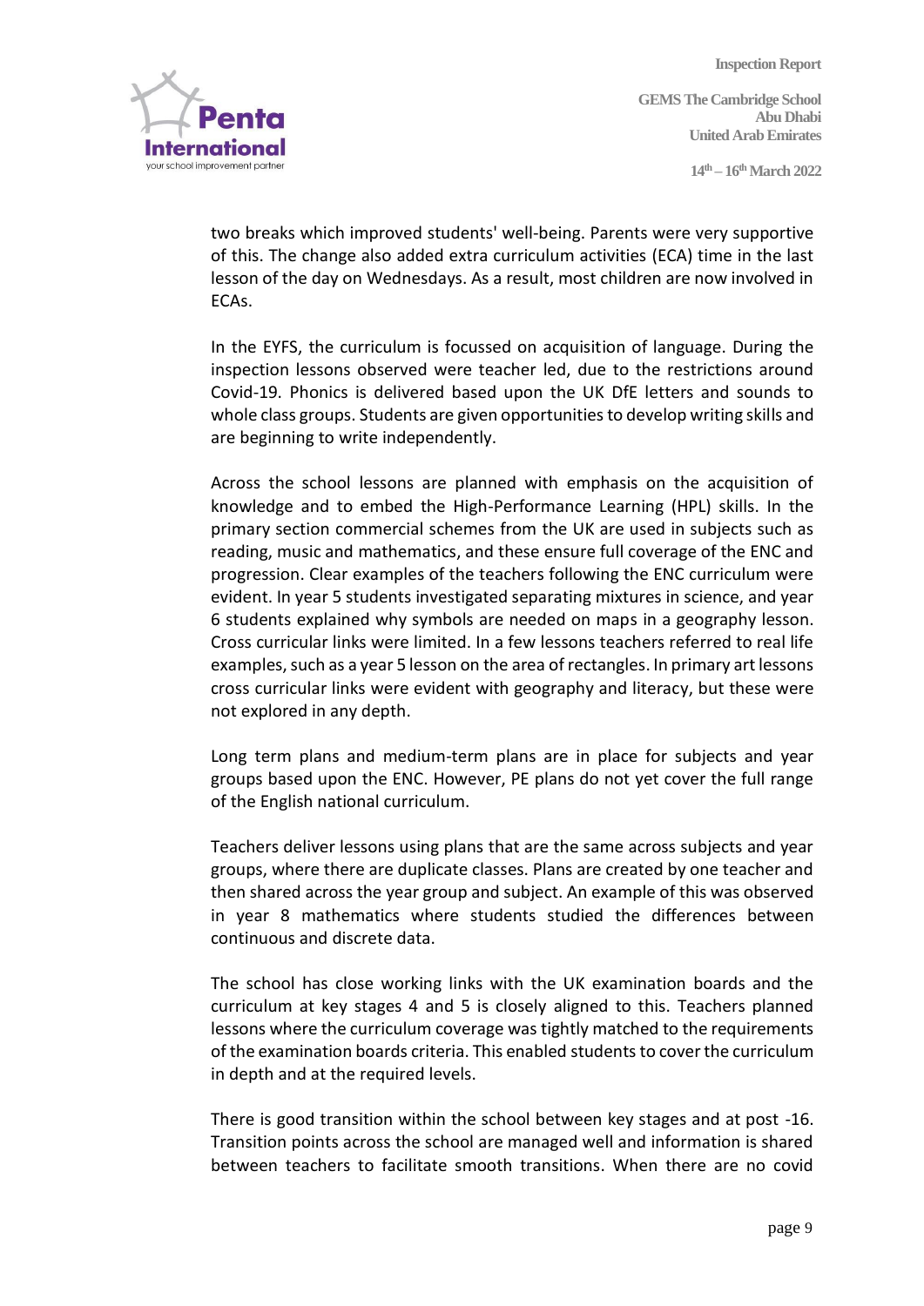two breaks which improved students' well-being. Parents were very supportive of this. The change also added extra curriculum activities (ECA) time in the last lesson of the day on Wednesdays. As a result, most children are now involved in ECAs.

In the EYFS, the curriculum is focussed on acquisition of language. During the inspection lessons observed were teacher led, due to the restrictions around Covid-19. Phonics is delivered based upon the UK DfE letters and sounds to whole class groups. Students are given opportunities to develop writing skills and are beginning to write independently.

Across the school lessons are planned with emphasis on the acquisition of knowledge and to embed the High-Performance Learning (HPL) skills. In the primary section commercial schemes from the UK are used in subjects such as reading, music and mathematics, and these ensure full coverage of the ENC and progression. Clear examples of the teachers following the ENC curriculum were evident. In year 5 students investigated separating mixtures in science, and year 6 students explained why symbols are needed on maps in a geography lesson. Cross curricular links were limited. In a few lessons teachers referred to real life examples, such as a year 5 lesson on the area of rectangles. In primary art lessons cross curricular links were evident with geography and literacy, but these were not explored in any depth.

Long term plans and medium-term plans are in place for subjects and year groups based upon the ENC. However, PE plans do not yet cover the full range of the English national curriculum.

Teachers deliver lessons using plans that are the same across subjects and year groups, where there are duplicate classes. Plans are created by one teacher and then shared across the year group and subject. An example of this was observed in year 8 mathematics where students studied the differences between continuous and discrete data.

The school has close working links with the UK examination boards and the curriculum at key stages 4 and 5 is closely aligned to this. Teachers planned lessons where the curriculum coverage was tightly matched to the requirements of the examination boards criteria. This enabled students to cover the curriculum in depth and at the required levels.

There is good transition within the school between key stages and at post -16. Transition points across the school are managed well and information is shared between teachers to facilitate smooth transitions. When there are no covid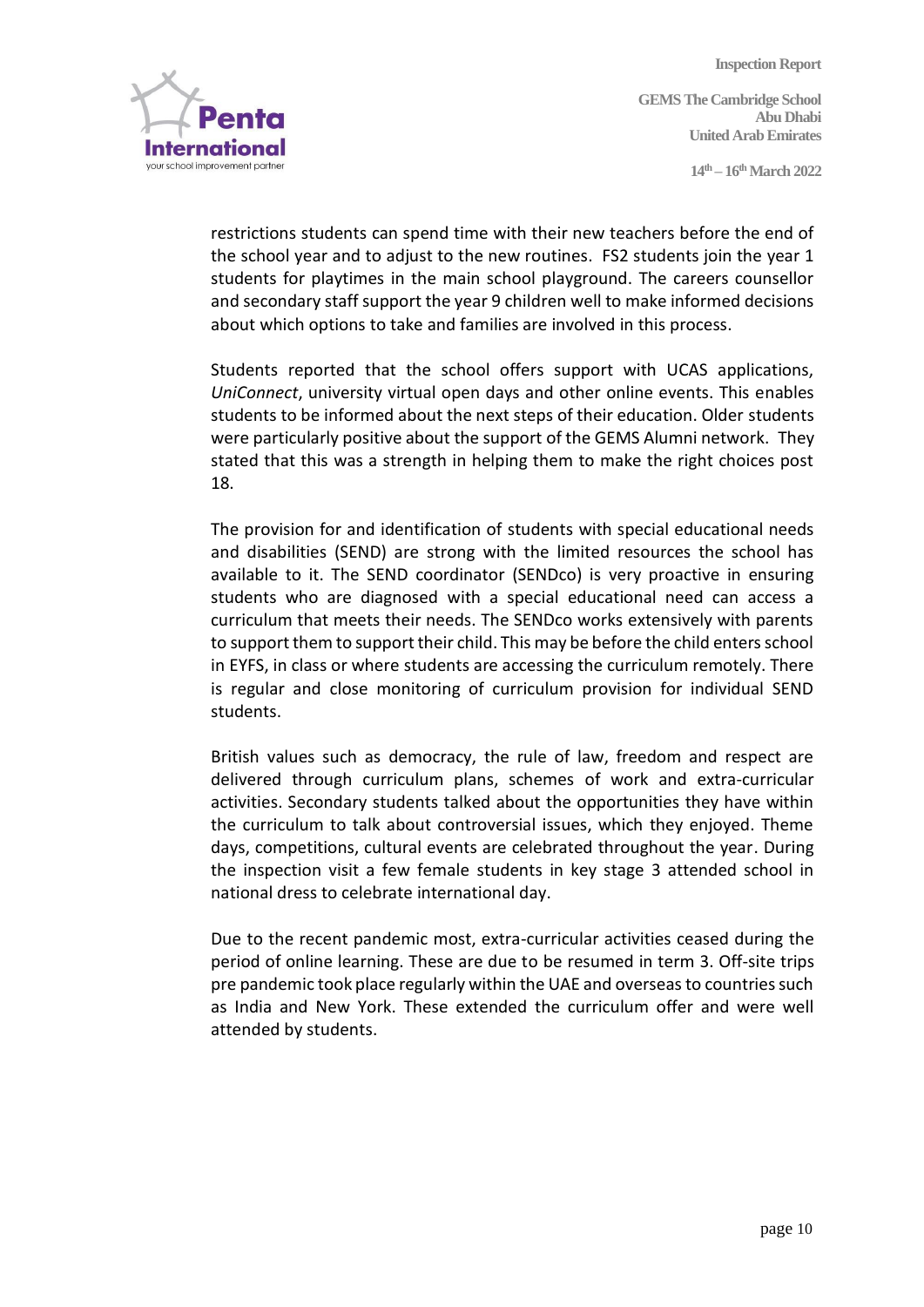restrictions students can spend time with their new teachers before the end of the school year and to adjust to the new routines. FS2 students join the year 1 students for playtimes in the main school playground. The careers counsellor and secondary staff support the year 9 children well to make informed decisions about which options to take and families are involved in this process.

Students reported that the school offers support with UCAS applications, *UniConnect*, university virtual open days and other online events. This enables students to be informed about the next steps of their education. Older students were particularly positive about the support of the GEMS Alumni network. They stated that this was a strength in helping them to make the right choices post 18.

The provision for and identification of students with special educational needs and disabilities (SEND) are strong with the limited resources the school has available to it. The SEND coordinator (SENDco) is very proactive in ensuring students who are diagnosed with a special educational need can access a curriculum that meets their needs. The SENDco works extensively with parents to support them to support their child. This may be before the child enters school in EYFS, in class or where students are accessing the curriculum remotely. There is regular and close monitoring of curriculum provision for individual SEND students.

British values such as democracy, the rule of law, freedom and respect are delivered through curriculum plans, schemes of work and extra-curricular activities. Secondary students talked about the opportunities they have within the curriculum to talk about controversial issues, which they enjoyed. Theme days, competitions, cultural events are celebrated throughout the year. During the inspection visit a few female students in key stage 3 attended school in national dress to celebrate international day.

Due to the recent pandemic most, extra-curricular activities ceased during the period of online learning. These are due to be resumed in term 3. Off-site trips pre pandemic took place regularly within the UAE and overseas to countries such as India and New York. These extended the curriculum offer and were well attended by students.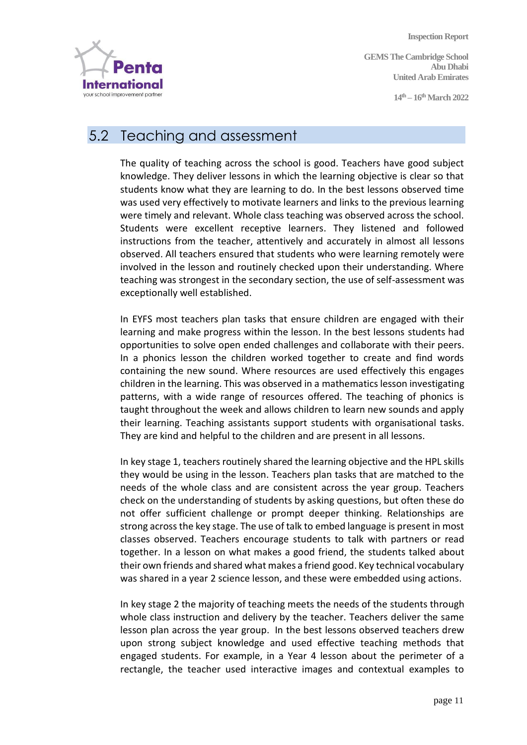## 5.2 Teaching and assessment

The quality of teaching across the school is good. Teachers have good subject knowledge. They deliver lessons in which the learning objective is clear so that students know what they are learning to do. In the best lessons observed time was used very effectively to motivate learners and links to the previous learning were timely and relevant. Whole class teaching was observed across the school. Students were excellent receptive learners. They listened and followed instructions from the teacher, attentively and accurately in almost all lessons observed. All teachers ensured that students who were learning remotely were involved in the lesson and routinely checked upon their understanding. Where teaching was strongest in the secondary section, the use of self-assessment was exceptionally well established.

In EYFS most teachers plan tasks that ensure children are engaged with their learning and make progress within the lesson. In the best lessons students had opportunities to solve open ended challenges and collaborate with their peers. In a phonics lesson the children worked together to create and find words containing the new sound. Where resources are used effectively this engages children in the learning. This was observed in a mathematics lesson investigating patterns, with a wide range of resources offered. The teaching of phonics is taught throughout the week and allows children to learn new sounds and apply their learning. Teaching assistants support students with organisational tasks. They are kind and helpful to the children and are present in all lessons.

In key stage 1, teachers routinely shared the learning objective and the HPL skills they would be using in the lesson. Teachers plan tasks that are matched to the needs of the whole class and are consistent across the year group. Teachers check on the understanding of students by asking questions, but often these do not offer sufficient challenge or prompt deeper thinking. Relationships are strong across the key stage. The use of talk to embed language is present in most classes observed. Teachers encourage students to talk with partners or read together. In a lesson on what makes a good friend, the students talked about their own friends and shared what makes a friend good. Key technical vocabulary was shared in a year 2 science lesson, and these were embedded using actions.

In key stage 2 the majority of teaching meets the needs of the students through whole class instruction and delivery by the teacher. Teachers deliver the same lesson plan across the year group. In the best lessons observed teachers drew upon strong subject knowledge and used effective teaching methods that engaged students. For example, in a Year 4 lesson about the perimeter of a rectangle, the teacher used interactive images and contextual examples to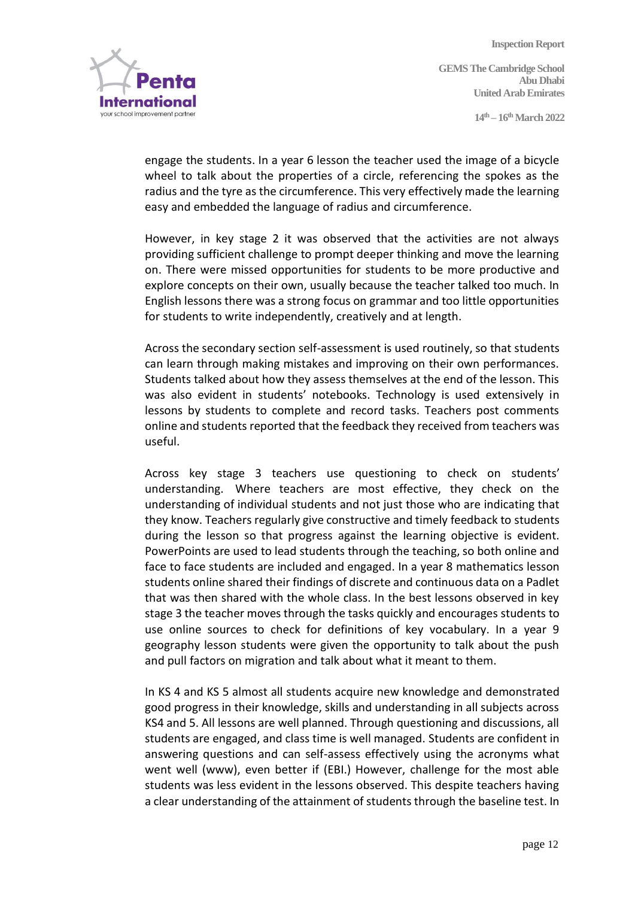engage the students. In a year 6 lesson the teacher used the image of a bicycle wheel to talk about the properties of a circle, referencing the spokes as the radius and the tyre as the circumference. This very effectively made the learning easy and embedded the language of radius and circumference.

However, in key stage 2 it was observed that the activities are not always providing sufficient challenge to prompt deeper thinking and move the learning on. There were missed opportunities for students to be more productive and explore concepts on their own, usually because the teacher talked too much. In English lessons there was a strong focus on grammar and too little opportunities for students to write independently, creatively and at length.

Across the secondary section self-assessment is used routinely, so that students can learn through making mistakes and improving on their own performances. Students talked about how they assess themselves at the end of the lesson. This was also evident in students' notebooks. Technology is used extensively in lessons by students to complete and record tasks. Teachers post comments online and students reported that the feedback they received from teachers was useful.

Across key stage 3 teachers use questioning to check on students' understanding. Where teachers are most effective, they check on the understanding of individual students and not just those who are indicating that they know. Teachers regularly give constructive and timely feedback to students during the lesson so that progress against the learning objective is evident. PowerPoints are used to lead students through the teaching, so both online and face to face students are included and engaged. In a year 8 mathematics lesson students online shared their findings of discrete and continuous data on a Padlet that was then shared with the whole class. In the best lessons observed in key stage 3 the teacher moves through the tasks quickly and encourages students to use online sources to check for definitions of key vocabulary. In a year 9 geography lesson students were given the opportunity to talk about the push and pull factors on migration and talk about what it meant to them.

In KS 4 and KS 5 almost all students acquire new knowledge and demonstrated good progress in their knowledge, skills and understanding in all subjects across KS4 and 5. All lessons are well planned. Through questioning and discussions, all students are engaged, and class time is well managed. Students are confident in answering questions and can self-assess effectively using the acronyms what went well (www), even better if (EBI.) However, challenge for the most able students was less evident in the lessons observed. This despite teachers having a clear understanding of the attainment of students through the baseline test. In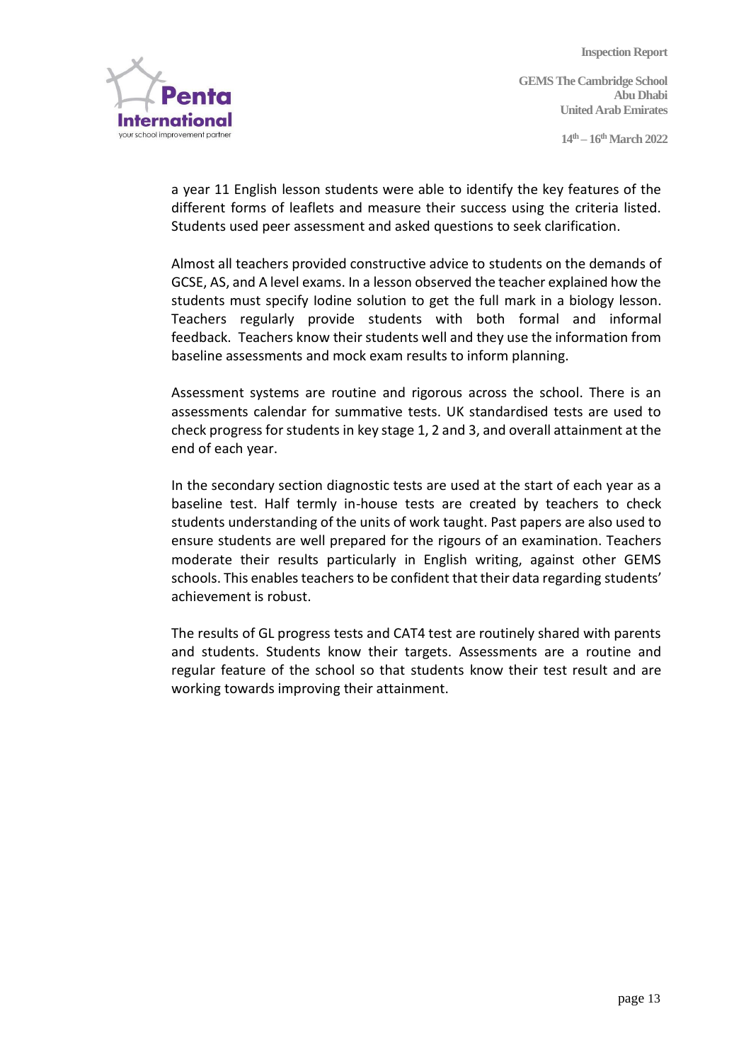a year 11 English lesson students were able to identify the key features of the different forms of leaflets and measure their success using the criteria listed. Students used peer assessment and asked questions to seek clarification.

Almost all teachers provided constructive advice to students on the demands of GCSE, AS, and A level exams. In a lesson observed the teacher explained how the students must specify Iodine solution to get the full mark in a biology lesson. Teachers regularly provide students with both formal and informal feedback. Teachers know their students well and they use the information from baseline assessments and mock exam results to inform planning.

Assessment systems are routine and rigorous across the school. There is an assessments calendar for summative tests. UK standardised tests are used to check progress for students in key stage 1, 2 and 3, and overall attainment at the end of each year.

In the secondary section diagnostic tests are used at the start of each year as a baseline test. Half termly in-house tests are created by teachers to check students understanding of the units of work taught. Past papers are also used to ensure students are well prepared for the rigours of an examination. Teachers moderate their results particularly in English writing, against other GEMS schools. This enables teachers to be confident that their data regarding students' achievement is robust.

The results of GL progress tests and CAT4 test are routinely shared with parents and students. Students know their targets. Assessments are a routine and regular feature of the school so that students know their test result and are working towards improving their attainment.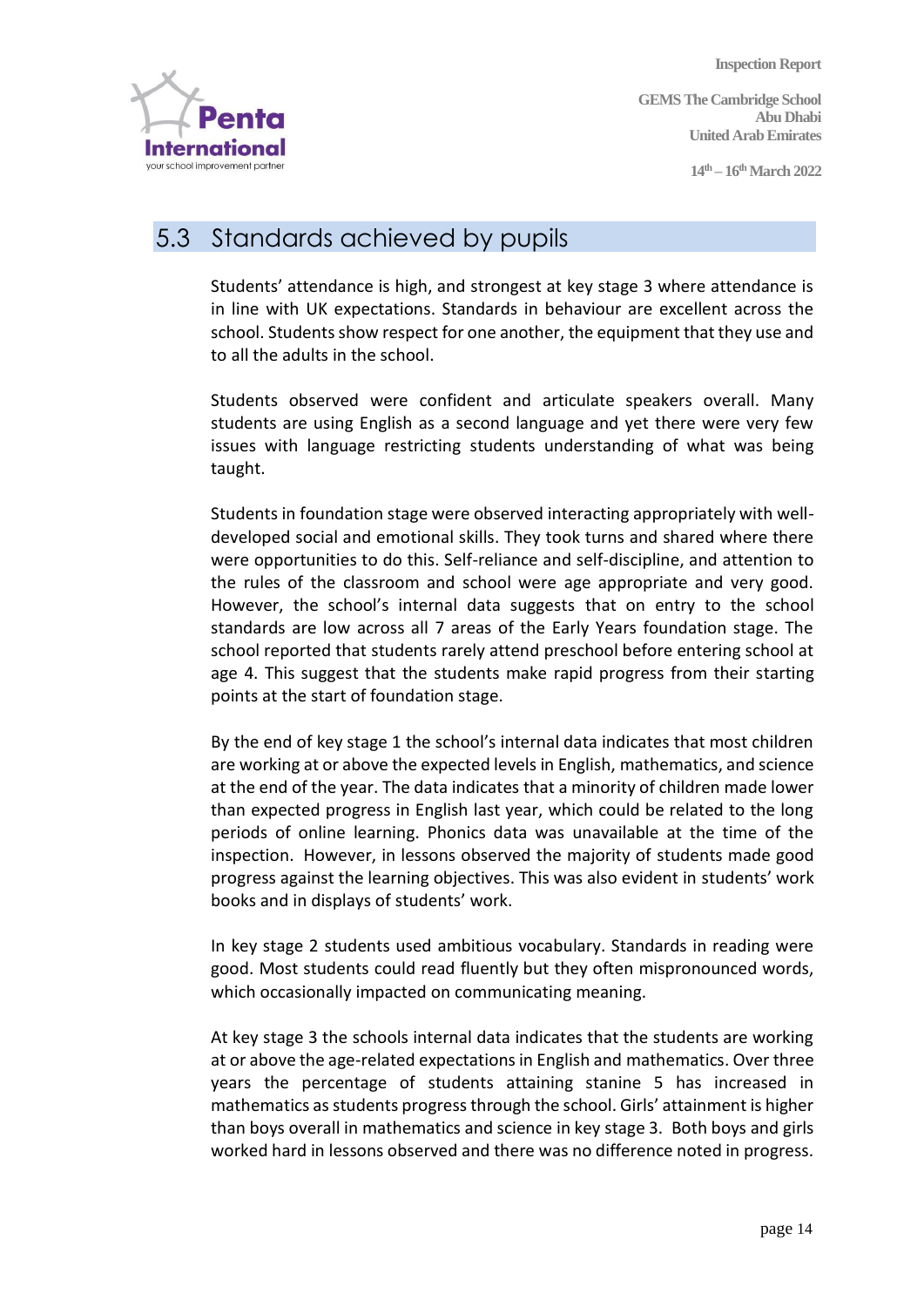## 5.3 Standards achieved by pupils

Students' attendance is high, and strongest at key stage 3 where attendance is in line with UK expectations. Standards in behaviour are excellent across the school. Students show respect for one another, the equipment that they use and to all the adults in the school.

Students observed were confident and articulate speakers overall. Many students are using English as a second language and yet there were very few issues with language restricting students understanding of what was being taught.

Students in foundation stage were observed interacting appropriately with well-developed social and emotional skills. They took turns and shared where there were opportunities to do this. Self-reliance and self-discipline, and attention to the rules of the classroom and school were age appropriate and very good. However, the school's internal data suggests that on entry to the school standards are low across all 7 areas of the Early Years foundation stage. The school reported that students rarely attend preschool before entering school at age 4. This suggest that the students make rapid progress from their starting points at the start of foundation stage.

By the end of key stage 1 the school's internal data indicates that most children are working at or above the expected levels in English, mathematics, and science at the end of the year. The data indicates that a minority of children made lower than expected progress in English last year, which could be related to the long periods of online learning. Phonics data was unavailable at the time of the inspection. However, in lessons observed the majority of students made good progress against the learning objectives. This was also evident in students' work books and in displays of students' work.

In key stage 2 students used ambitious vocabulary. Standards in reading were good. Most students could read fluently but they often mispronounced words, which occasionally impacted on communicating meaning.

At key stage 3 the schools internal data indicates that the students are working at or above the age-related expectations in English and mathematics. Over three years the percentage of students attaining stanine 5 has increased in mathematics as students progress through the school. Girls' attainment is higher than boys overall in mathematics and science in key stage 3. Both boys and girls worked hard in lessons observed and there was no difference noted in progress.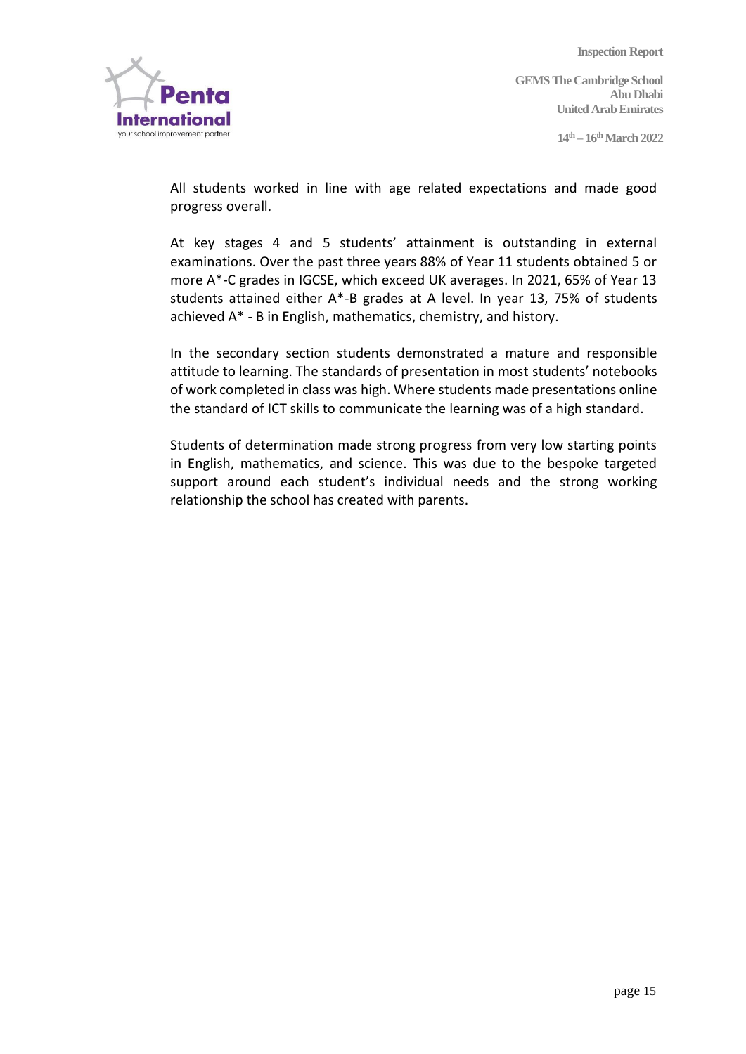All students worked in line with age related expectations and made good progress overall.

At key stages 4 and 5 students' attainment is outstanding in external examinations. Over the past three years 88% of Year 11 students obtained 5 or more A*-C grades in IGCSE, which exceed UK averages. In 2021, 65% of Year 13 students attained either A*-B grades at A level. In year 13, 75% of students achieved A* - B in English, mathematics, chemistry, and history.

In the secondary section students demonstrated a mature and responsible attitude to learning. The standards of presentation in most students' notebooks of work completed in class was high. Where students made presentations online the standard of ICT skills to communicate the learning was of a high standard.

Students of determination made strong progress from very low starting points in English, mathematics, and science. This was due to the bespoke targeted support around each student's individual needs and the strong working relationship the school has created with parents.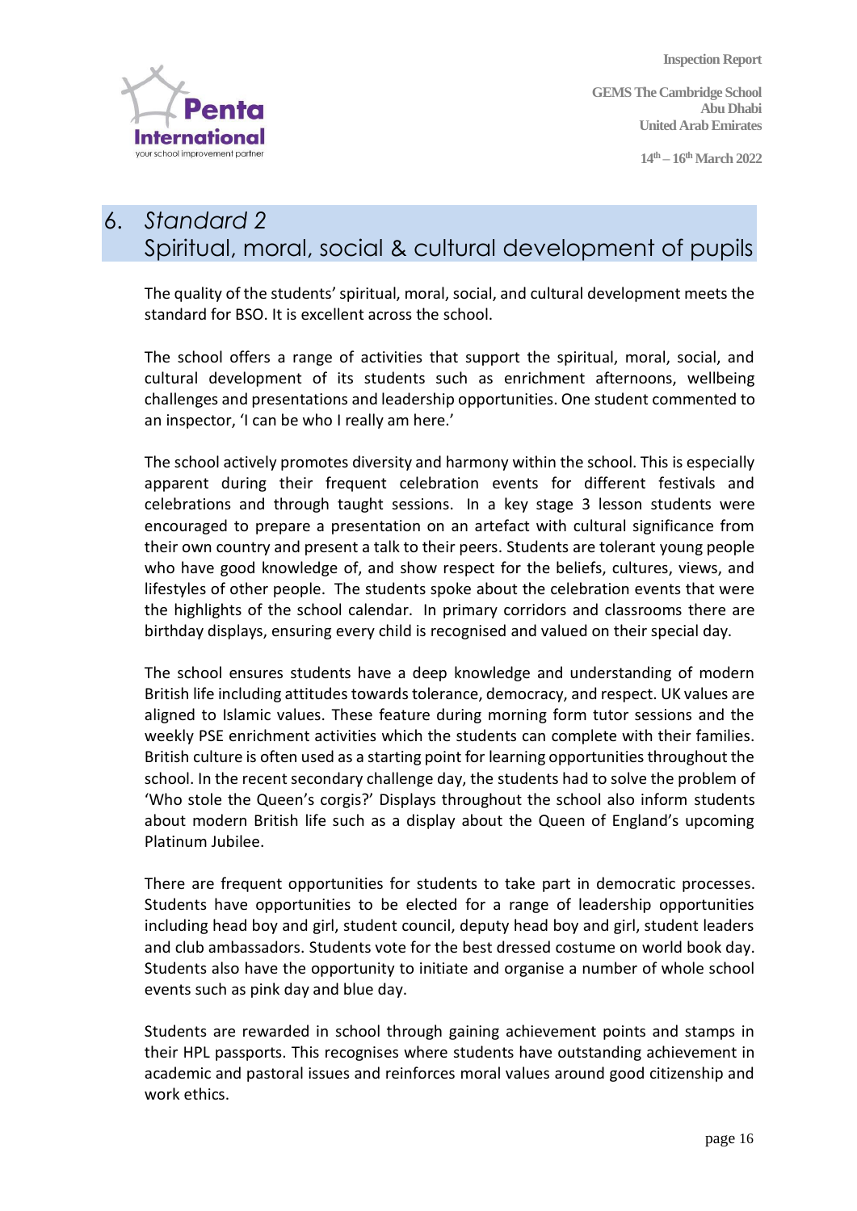# 6. Standard 2
## Spiritual, moral, social & cultural development of pupils

The quality of the students' spiritual, moral, social, and cultural development meets the standard for BSO. It is excellent across the school.

The school offers a range of activities that support the spiritual, moral, social, and cultural development of its students such as enrichment afternoons, wellbeing challenges and presentations and leadership opportunities. One student commented to an inspector, 'I can be who I really am here.'

The school actively promotes diversity and harmony within the school. This is especially apparent during their frequent celebration events for different festivals and celebrations and through taught sessions. In a key stage 3 lesson students were encouraged to prepare a presentation on an artefact with cultural significance from their own country and present a talk to their peers. Students are tolerant young people who have good knowledge of, and show respect for the beliefs, cultures, views, and lifestyles of other people. The students spoke about the celebration events that were the highlights of the school calendar. In primary corridors and classrooms there are birthday displays, ensuring every child is recognised and valued on their special day.

The school ensures students have a deep knowledge and understanding of modern British life including attitudes towards tolerance, democracy, and respect. UK values are aligned to Islamic values. These feature during morning form tutor sessions and the weekly PSE enrichment activities which the students can complete with their families. British culture is often used as a starting point for learning opportunities throughout the school. In the recent secondary challenge day, the students had to solve the problem of 'Who stole the Queen's corgis?' Displays throughout the school also inform students about modern British life such as a display about the Queen of England's upcoming Platinum Jubilee.

There are frequent opportunities for students to take part in democratic processes. Students have opportunities to be elected for a range of leadership opportunities including head boy and girl, student council, deputy head boy and girl, student leaders and club ambassadors. Students vote for the best dressed costume on world book day. Students also have the opportunity to initiate and organise a number of whole school events such as pink day and blue day.

Students are rewarded in school through gaining achievement points and stamps in their HPL passports. This recognises where students have outstanding achievement in academic and pastoral issues and reinforces moral values around good citizenship and work ethics.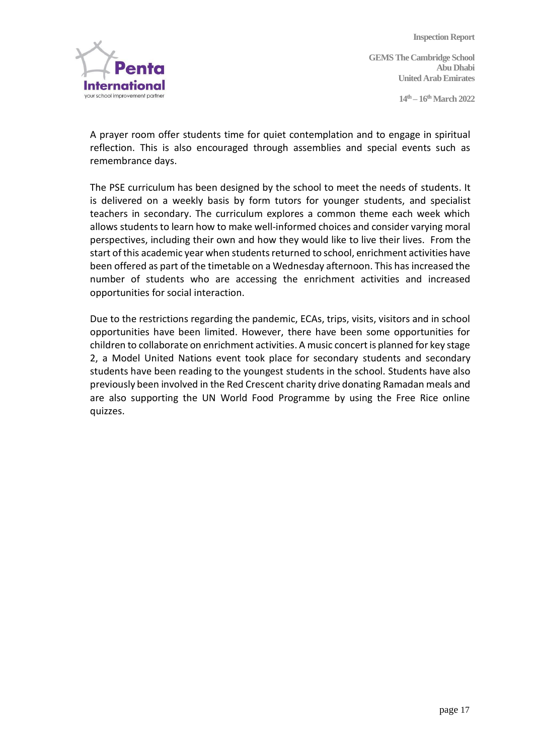A prayer room offer students time for quiet contemplation and to engage in spiritual reflection. This is also encouraged through assemblies and special events such as remembrance days.

The PSE curriculum has been designed by the school to meet the needs of students. It is delivered on a weekly basis by form tutors for younger students, and specialist teachers in secondary. The curriculum explores a common theme each week which allows students to learn how to make well-informed choices and consider varying moral perspectives, including their own and how they would like to live their lives. From the start of this academic year when students returned to school, enrichment activities have been offered as part of the timetable on a Wednesday afternoon. This has increased the number of students who are accessing the enrichment activities and increased opportunities for social interaction.

Due to the restrictions regarding the pandemic, ECAs, trips, visits, visitors and in school opportunities have been limited. However, there have been some opportunities for children to collaborate on enrichment activities. A music concert is planned for key stage 2, a Model United Nations event took place for secondary students and secondary students have been reading to the youngest students in the school. Students have also previously been involved in the Red Crescent charity drive donating Ramadan meals and are also supporting the UN World Food Programme by using the Free Rice online quizzes.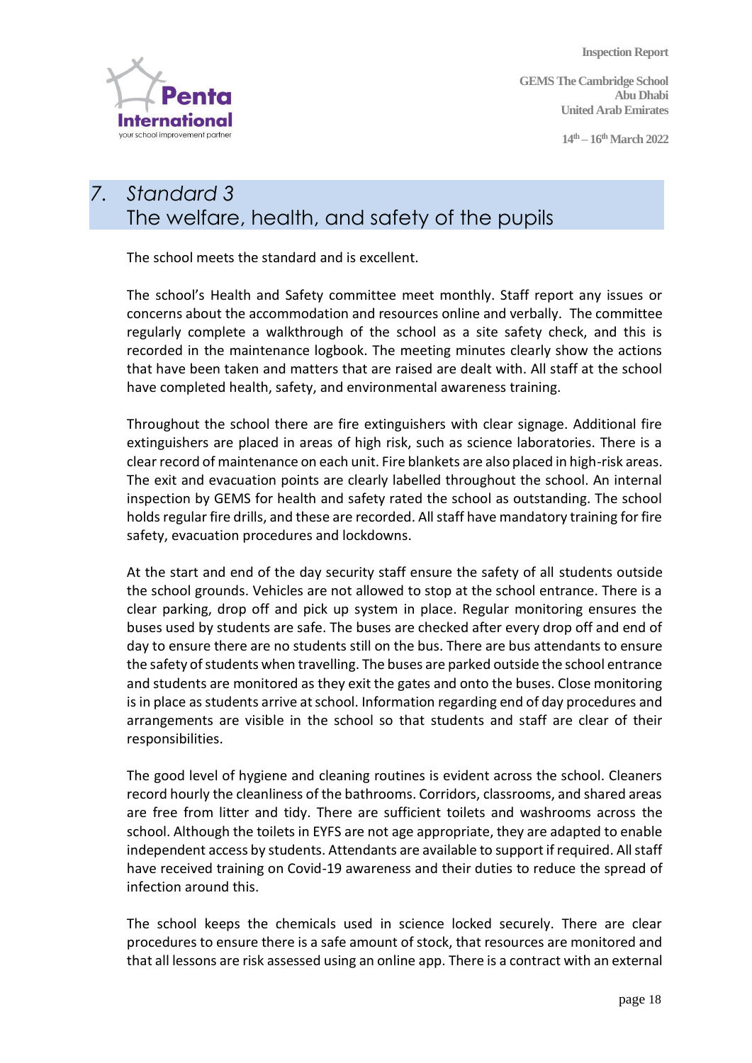## 7. Standard 3 The welfare, health, and safety of the pupils

The school meets the standard and is excellent.

The school's Health and Safety committee meet monthly. Staff report any issues or concerns about the accommodation and resources online and verbally. The committee regularly complete a walkthrough of the school as a site safety check, and this is recorded in the maintenance logbook. The meeting minutes clearly show the actions that have been taken and matters that are raised are dealt with. All staff at the school have completed health, safety, and environmental awareness training.

Throughout the school there are fire extinguishers with clear signage. Additional fire extinguishers are placed in areas of high risk, such as science laboratories. There is a clear record of maintenance on each unit. Fire blankets are also placed in high-risk areas. The exit and evacuation points are clearly labelled throughout the school. An internal inspection by GEMS for health and safety rated the school as outstanding. The school holds regular fire drills, and these are recorded. All staff have mandatory training for fire safety, evacuation procedures and lockdowns.

At the start and end of the day security staff ensure the safety of all students outside the school grounds. Vehicles are not allowed to stop at the school entrance. There is a clear parking, drop off and pick up system in place. Regular monitoring ensures the buses used by students are safe. The buses are checked after every drop off and end of day to ensure there are no students still on the bus. There are bus attendants to ensure the safety of students when travelling. The buses are parked outside the school entrance and students are monitored as they exit the gates and onto the buses. Close monitoring is in place as students arrive at school. Information regarding end of day procedures and arrangements are visible in the school so that students and staff are clear of their responsibilities.

The good level of hygiene and cleaning routines is evident across the school. Cleaners record hourly the cleanliness of the bathrooms. Corridors, classrooms, and shared areas are free from litter and tidy. There are sufficient toilets and washrooms across the school. Although the toilets in EYFS are not age appropriate, they are adapted to enable independent access by students. Attendants are available to support if required. All staff have received training on Covid-19 awareness and their duties to reduce the spread of infection around this.

The school keeps the chemicals used in science locked securely. There are clear procedures to ensure there is a safe amount of stock, that resources are monitored and that all lessons are risk assessed using an online app. There is a contract with an external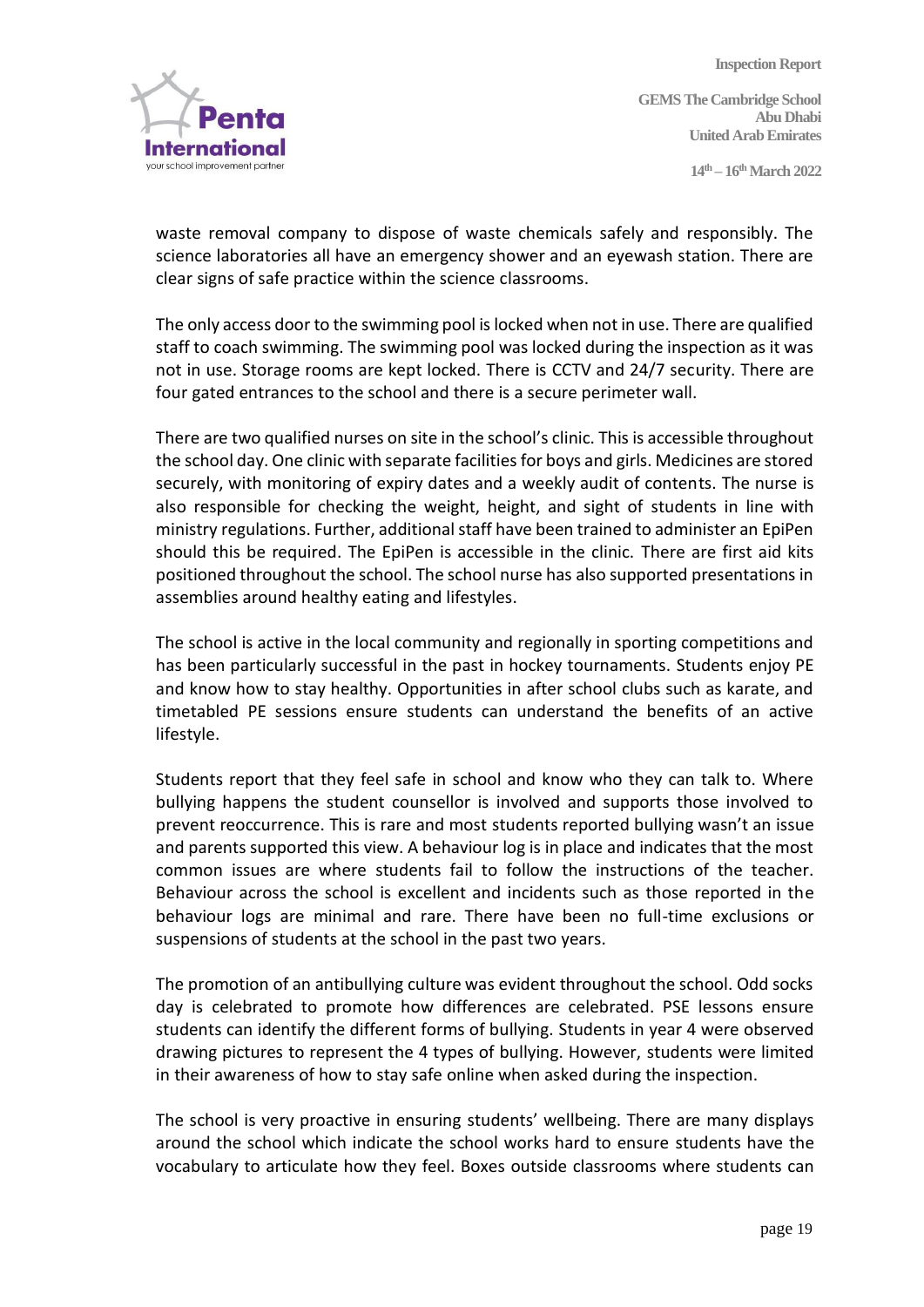waste removal company to dispose of waste chemicals safely and responsibly. The science laboratories all have an emergency shower and an eyewash station. There are clear signs of safe practice within the science classrooms.

The only access door to the swimming pool is locked when not in use. There are qualified staff to coach swimming. The swimming pool was locked during the inspection as it was not in use. Storage rooms are kept locked. There is CCTV and 24/7 security. There are four gated entrances to the school and there is a secure perimeter wall.

There are two qualified nurses on site in the school's clinic. This is accessible throughout the school day. One clinic with separate facilities for boys and girls. Medicines are stored securely, with monitoring of expiry dates and a weekly audit of contents. The nurse is also responsible for checking the weight, height, and sight of students in line with ministry regulations. Further, additional staff have been trained to administer an EpiPen should this be required. The EpiPen is accessible in the clinic. There are first aid kits positioned throughout the school. The school nurse has also supported presentations in assemblies around healthy eating and lifestyles.

The school is active in the local community and regionally in sporting competitions and has been particularly successful in the past in hockey tournaments. Students enjoy PE and know how to stay healthy. Opportunities in after school clubs such as karate, and timetabled PE sessions ensure students can understand the benefits of an active lifestyle.

Students report that they feel safe in school and know who they can talk to. Where bullying happens the student counsellor is involved and supports those involved to prevent reoccurrence. This is rare and most students reported bullying wasn't an issue and parents supported this view. A behaviour log is in place and indicates that the most common issues are where students fail to follow the instructions of the teacher. Behaviour across the school is excellent and incidents such as those reported in the behaviour logs are minimal and rare. There have been no full-time exclusions or suspensions of students at the school in the past two years.

The promotion of an antibullying culture was evident throughout the school. Odd socks day is celebrated to promote how differences are celebrated. PSE lessons ensure students can identify the different forms of bullying. Students in year 4 were observed drawing pictures to represent the 4 types of bullying. However, students were limited in their awareness of how to stay safe online when asked during the inspection.

The school is very proactive in ensuring students' wellbeing. There are many displays around the school which indicate the school works hard to ensure students have the vocabulary to articulate how they feel. Boxes outside classrooms where students can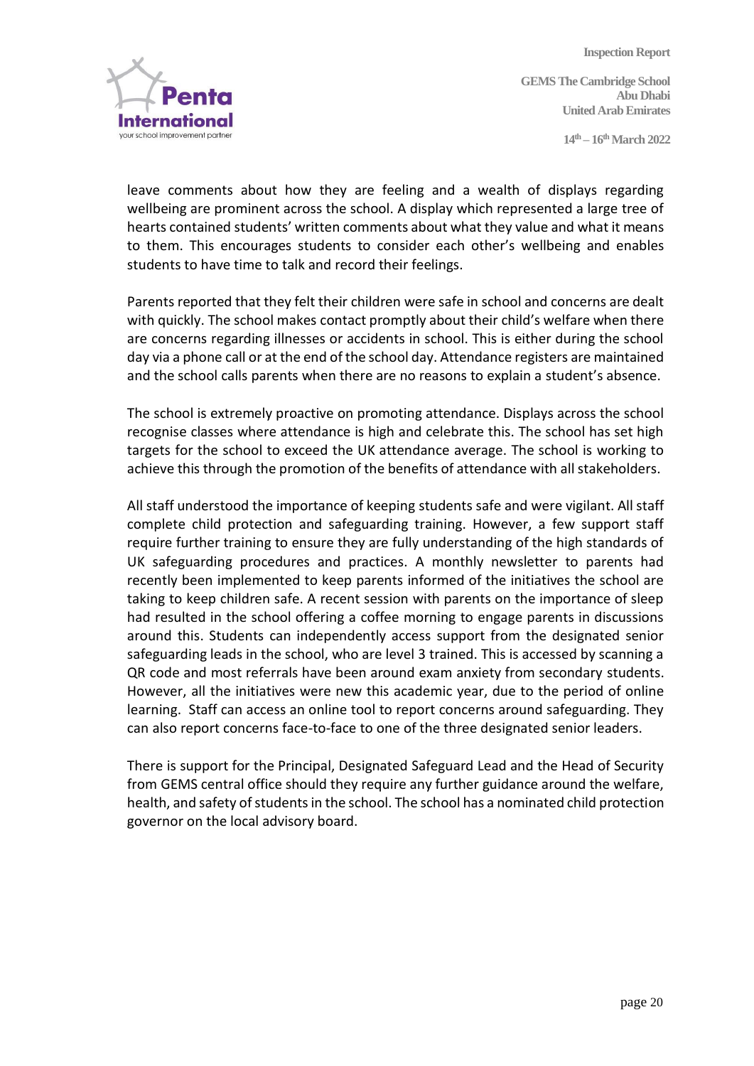leave comments about how they are feeling and a wealth of displays regarding wellbeing are prominent across the school. A display which represented a large tree of hearts contained students' written comments about what they value and what it means to them. This encourages students to consider each other's wellbeing and enables students to have time to talk and record their feelings.

Parents reported that they felt their children were safe in school and concerns are dealt with quickly. The school makes contact promptly about their child's welfare when there are concerns regarding illnesses or accidents in school. This is either during the school day via a phone call or at the end of the school day. Attendance registers are maintained and the school calls parents when there are no reasons to explain a student's absence.

The school is extremely proactive on promoting attendance. Displays across the school recognise classes where attendance is high and celebrate this. The school has set high targets for the school to exceed the UK attendance average. The school is working to achieve this through the promotion of the benefits of attendance with all stakeholders.

All staff understood the importance of keeping students safe and were vigilant. All staff complete child protection and safeguarding training. However, a few support staff require further training to ensure they are fully understanding of the high standards of UK safeguarding procedures and practices. A monthly newsletter to parents had recently been implemented to keep parents informed of the initiatives the school are taking to keep children safe. A recent session with parents on the importance of sleep had resulted in the school offering a coffee morning to engage parents in discussions around this. Students can independently access support from the designated senior safeguarding leads in the school, who are level 3 trained. This is accessed by scanning a QR code and most referrals have been around exam anxiety from secondary students. However, all the initiatives were new this academic year, due to the period of online learning. Staff can access an online tool to report concerns around safeguarding. They can also report concerns face-to-face to one of the three designated senior leaders.

There is support for the Principal, Designated Safeguard Lead and the Head of Security from GEMS central office should they require any further guidance around the welfare, health, and safety of students in the school. The school has a nominated child protection governor on the local advisory board.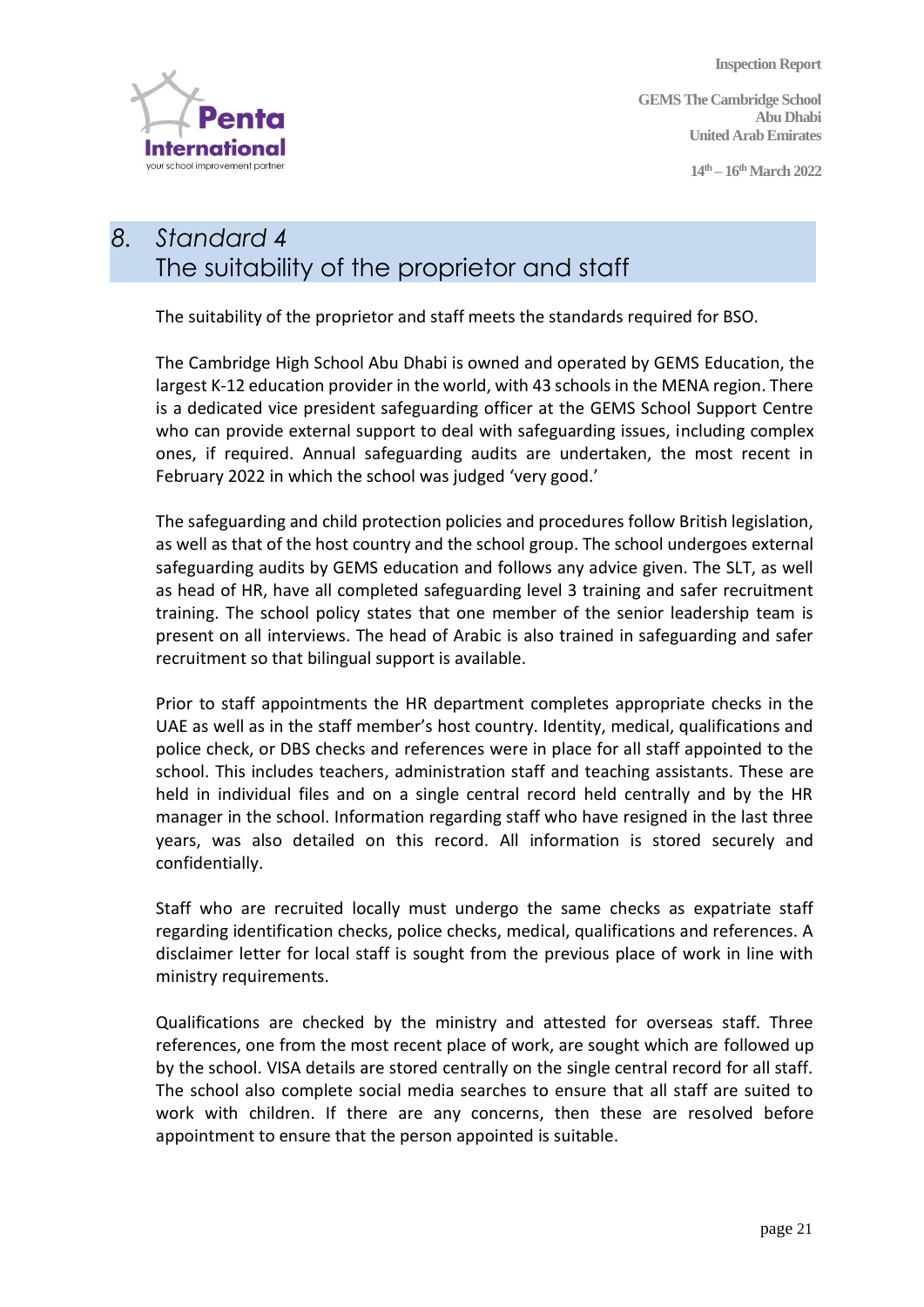## 8. Standard 4
## The suitability of the proprietor and staff

The suitability of the proprietor and staff meets the standards required for BSO.

The Cambridge High School Abu Dhabi is owned and operated by GEMS Education, the largest K-12 education provider in the world, with 43 schools in the MENA region. There is a dedicated vice president safeguarding officer at the GEMS School Support Centre who can provide external support to deal with safeguarding issues, including complex ones, if required. Annual safeguarding audits are undertaken, the most recent in February 2022 in which the school was judged 'very good.'

The safeguarding and child protection policies and procedures follow British legislation, as well as that of the host country and the school group. The school undergoes external safeguarding audits by GEMS education and follows any advice given. The SLT, as well as head of HR, have all completed safeguarding level 3 training and safer recruitment training. The school policy states that one member of the senior leadership team is present on all interviews. The head of Arabic is also trained in safeguarding and safer recruitment so that bilingual support is available.

Prior to staff appointments the HR department completes appropriate checks in the UAE as well as in the staff member's host country. Identity, medical, qualifications and police check, or DBS checks and references were in place for all staff appointed to the school. This includes teachers, administration staff and teaching assistants. These are held in individual files and on a single central record held centrally and by the HR manager in the school. Information regarding staff who have resigned in the last three years, was also detailed on this record. All information is stored securely and confidentially.

Staff who are recruited locally must undergo the same checks as expatriate staff regarding identification checks, police checks, medical, qualifications and references. A disclaimer letter for local staff is sought from the previous place of work in line with ministry requirements.

Qualifications are checked by the ministry and attested for overseas staff. Three references, one from the most recent place of work, are sought which are followed up by the school. VISA details are stored centrally on the single central record for all staff. The school also complete social media searches to ensure that all staff are suited to work with children. If there are any concerns, then these are resolved before appointment to ensure that the person appointed is suitable.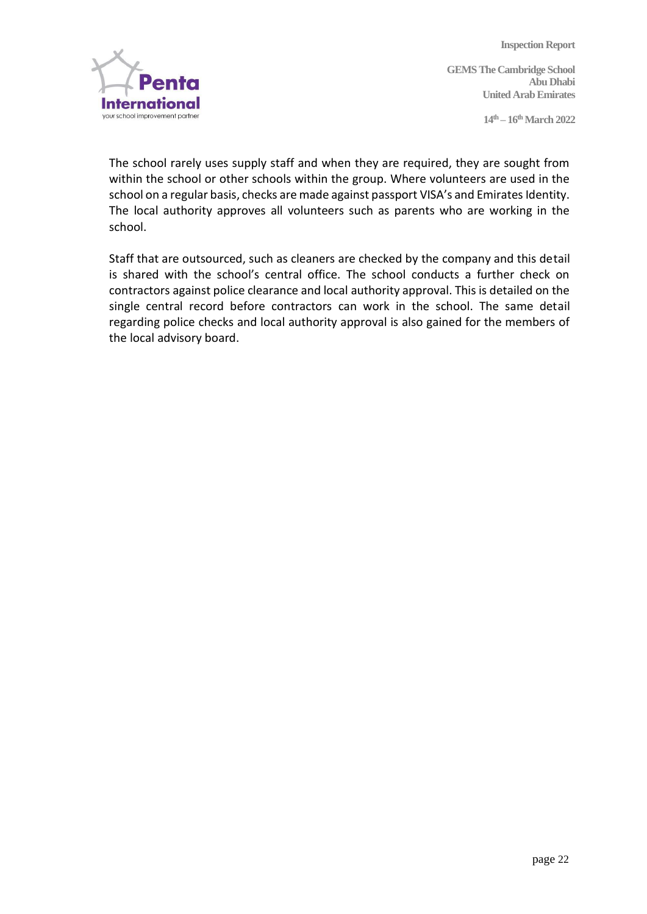The school rarely uses supply staff and when they are required, they are sought from within the school or other schools within the group. Where volunteers are used in the school on a regular basis, checks are made against passport VISA's and Emirates Identity. The local authority approves all volunteers such as parents who are working in the school.

Staff that are outsourced, such as cleaners are checked by the company and this detail is shared with the school's central office. The school conducts a further check on contractors against police clearance and local authority approval. This is detailed on the single central record before contractors can work in the school. The same detail regarding police checks and local authority approval is also gained for the members of the local advisory board.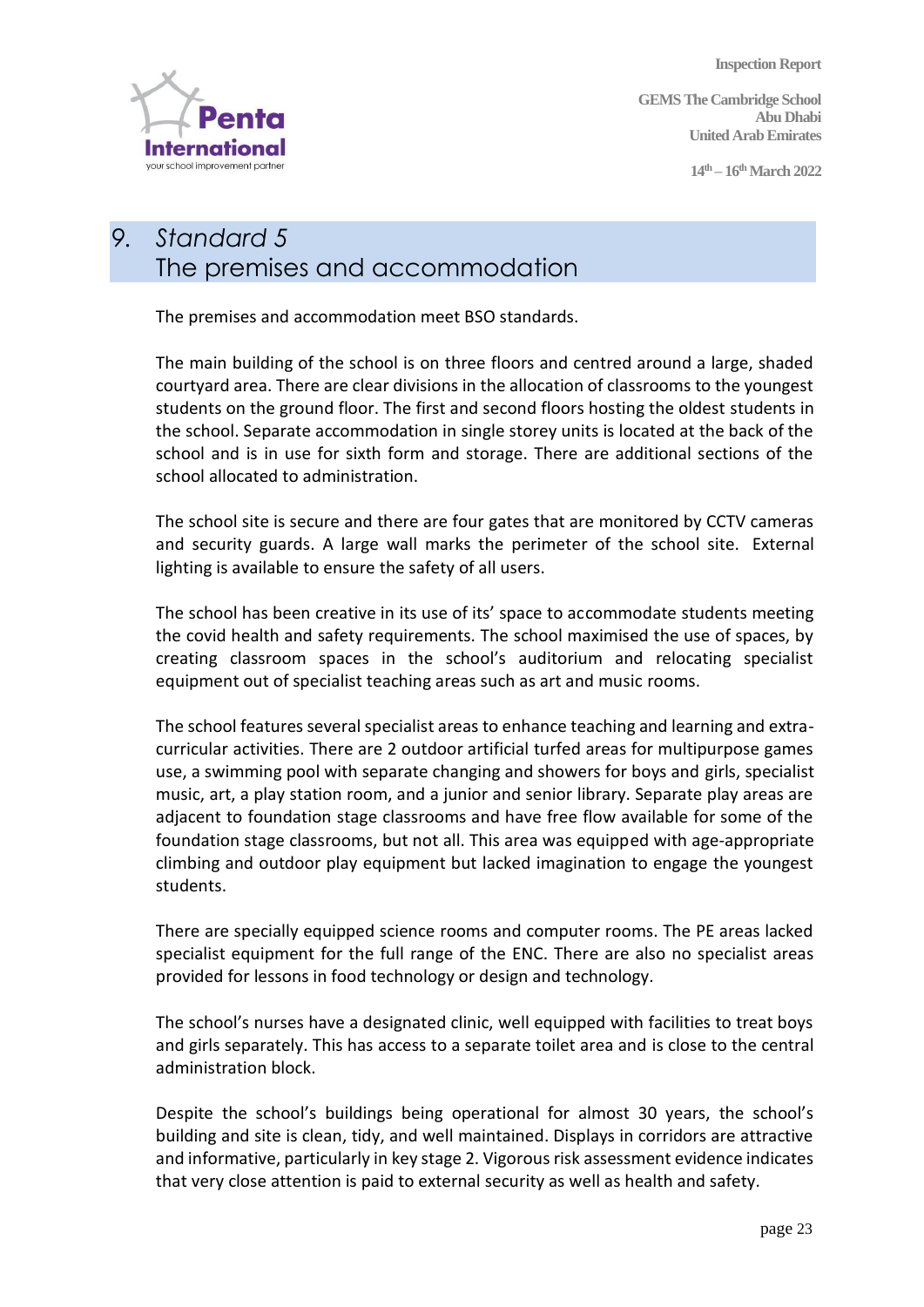# 9. Standard 5
## The premises and accommodation

The premises and accommodation meet BSO standards.

The main building of the school is on three floors and centred around a large, shaded courtyard area. There are clear divisions in the allocation of classrooms to the youngest students on the ground floor. The first and second floors hosting the oldest students in the school. Separate accommodation in single storey units is located at the back of the school and is in use for sixth form and storage. There are additional sections of the school allocated to administration.

The school site is secure and there are four gates that are monitored by CCTV cameras and security guards. A large wall marks the perimeter of the school site. External lighting is available to ensure the safety of all users.

The school has been creative in its use of its' space to accommodate students meeting the covid health and safety requirements. The school maximised the use of spaces, by creating classroom spaces in the school's auditorium and relocating specialist equipment out of specialist teaching areas such as art and music rooms.

The school features several specialist areas to enhance teaching and learning and extra-curricular activities. There are 2 outdoor artificial turfed areas for multipurpose games use, a swimming pool with separate changing and showers for boys and girls, specialist music, art, a play station room, and a junior and senior library. Separate play areas are adjacent to foundation stage classrooms and have free flow available for some of the foundation stage classrooms, but not all. This area was equipped with age-appropriate climbing and outdoor play equipment but lacked imagination to engage the youngest students.

There are specially equipped science rooms and computer rooms. The PE areas lacked specialist equipment for the full range of the ENC. There are also no specialist areas provided for lessons in food technology or design and technology.

The school's nurses have a designated clinic, well equipped with facilities to treat boys and girls separately. This has access to a separate toilet area and is close to the central administration block.

Despite the school's buildings being operational for almost 30 years, the school's building and site is clean, tidy, and well maintained. Displays in corridors are attractive and informative, particularly in key stage 2. Vigorous risk assessment evidence indicates that very close attention is paid to external security as well as health and safety.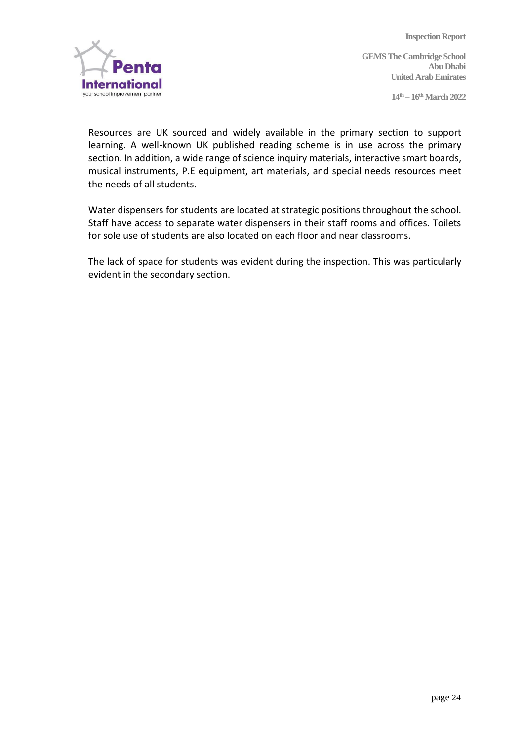Resources are UK sourced and widely available in the primary section to support learning. A well-known UK published reading scheme is in use across the primary section. In addition, a wide range of science inquiry materials, interactive smart boards, musical instruments, P.E equipment, art materials, and special needs resources meet the needs of all students.

Water dispensers for students are located at strategic positions throughout the school. Staff have access to separate water dispensers in their staff rooms and offices. Toilets for sole use of students are also located on each floor and near classrooms.

The lack of space for students was evident during the inspection. This was particularly evident in the secondary section.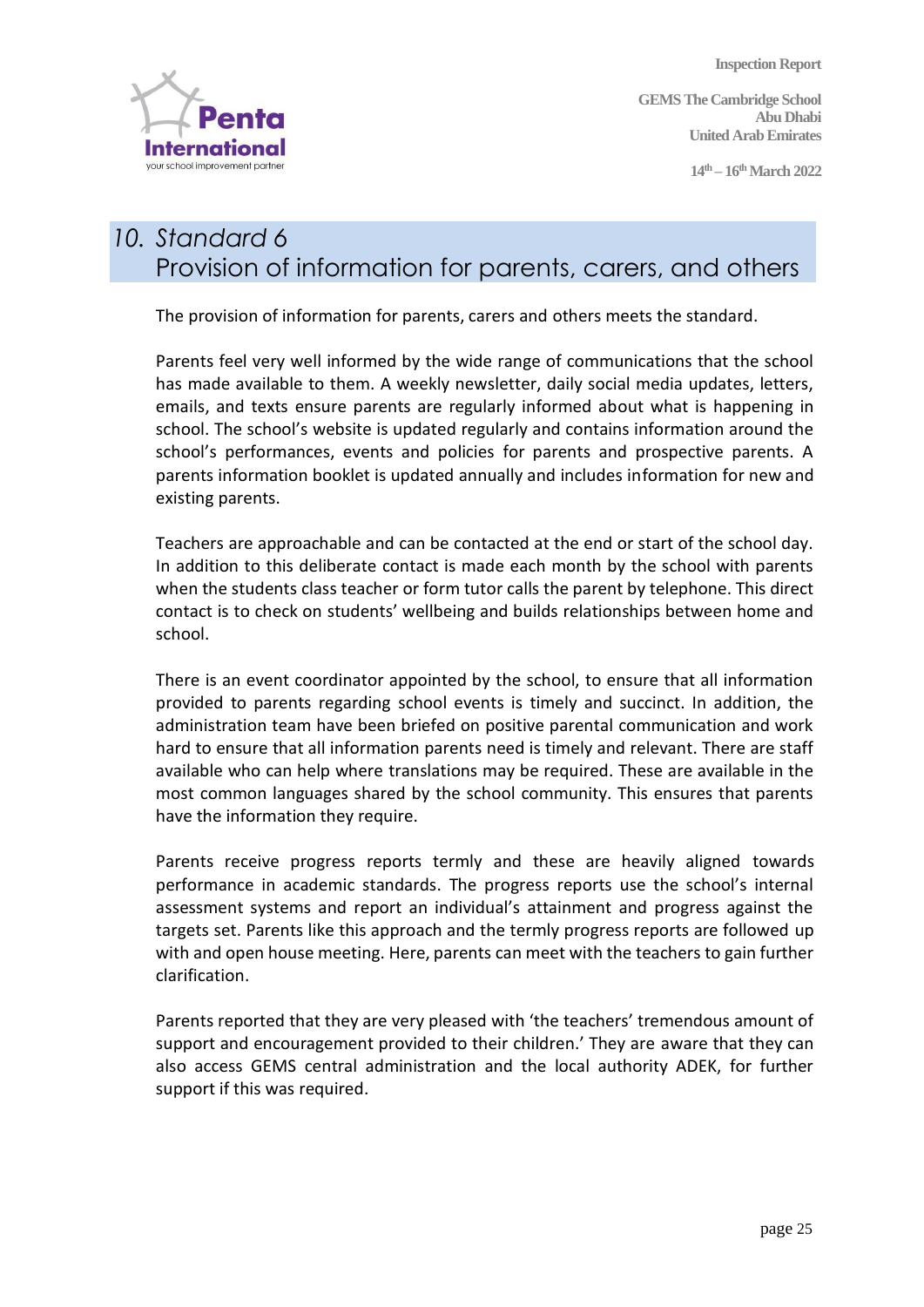## 10. Standard 6
## Provision of information for parents, carers, and others

The provision of information for parents, carers and others meets the standard.

Parents feel very well informed by the wide range of communications that the school has made available to them. A weekly newsletter, daily social media updates, letters, emails, and texts ensure parents are regularly informed about what is happening in school. The school's website is updated regularly and contains information around the school's performances, events and policies for parents and prospective parents. A parents information booklet is updated annually and includes information for new and existing parents.

Teachers are approachable and can be contacted at the end or start of the school day. In addition to this deliberate contact is made each month by the school with parents when the students class teacher or form tutor calls the parent by telephone. This direct contact is to check on students' wellbeing and builds relationships between home and school.

There is an event coordinator appointed by the school, to ensure that all information provided to parents regarding school events is timely and succinct. In addition, the administration team have been briefed on positive parental communication and work hard to ensure that all information parents need is timely and relevant. There are staff available who can help where translations may be required. These are available in the most common languages shared by the school community. This ensures that parents have the information they require.

Parents receive progress reports termly and these are heavily aligned towards performance in academic standards. The progress reports use the school's internal assessment systems and report an individual's attainment and progress against the targets set. Parents like this approach and the termly progress reports are followed up with and open house meeting. Here, parents can meet with the teachers to gain further clarification.

Parents reported that they are very pleased with 'the teachers' tremendous amount of support and encouragement provided to their children.' They are aware that they can also access GEMS central administration and the local authority ADEK, for further support if this was required.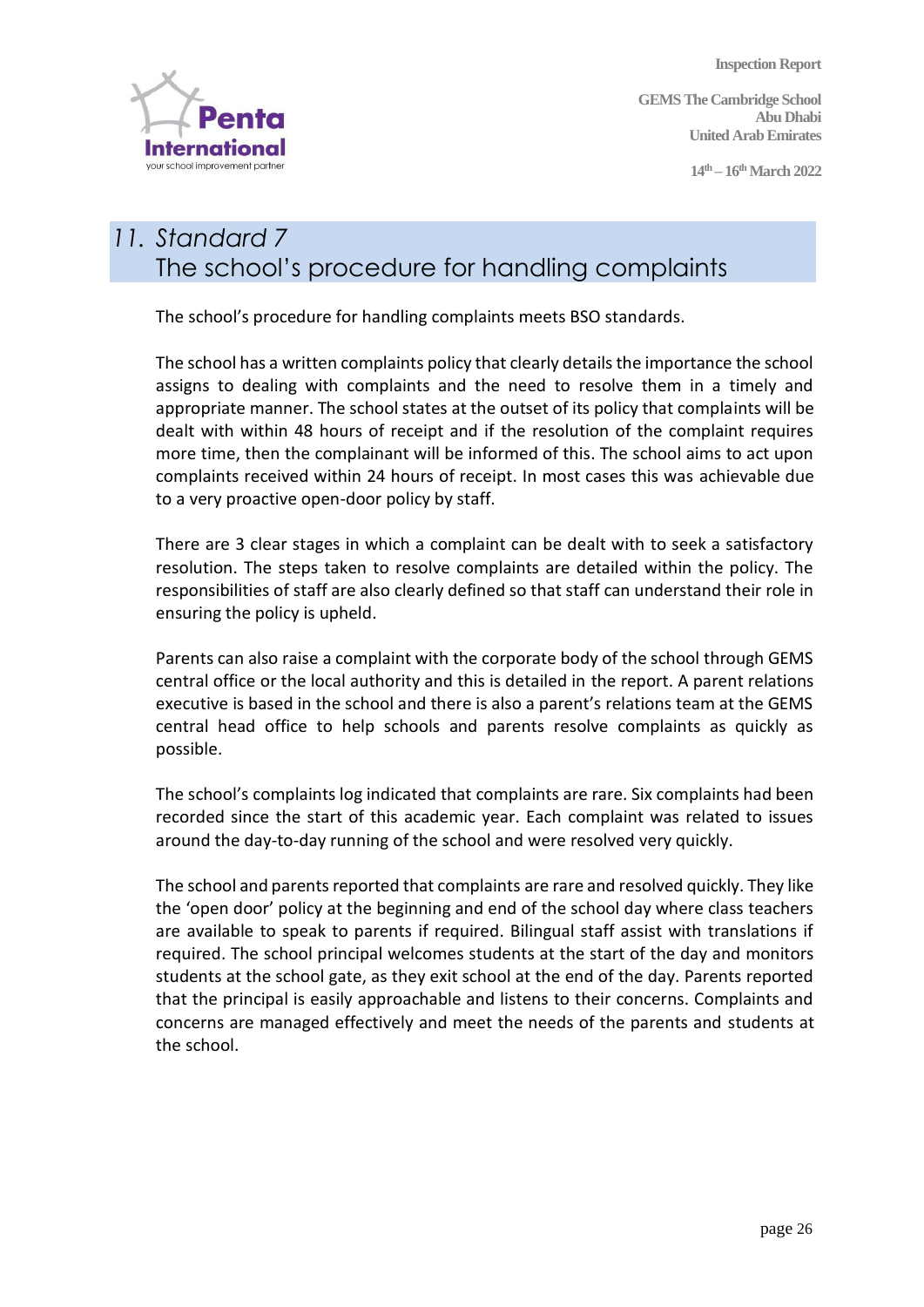## 11. Standard 7
## The school's procedure for handling complaints

The school's procedure for handling complaints meets BSO standards.

The school has a written complaints policy that clearly details the importance the school assigns to dealing with complaints and the need to resolve them in a timely and appropriate manner. The school states at the outset of its policy that complaints will be dealt with within 48 hours of receipt and if the resolution of the complaint requires more time, then the complainant will be informed of this. The school aims to act upon complaints received within 24 hours of receipt. In most cases this was achievable due to a very proactive open-door policy by staff.

There are 3 clear stages in which a complaint can be dealt with to seek a satisfactory resolution. The steps taken to resolve complaints are detailed within the policy. The responsibilities of staff are also clearly defined so that staff can understand their role in ensuring the policy is upheld.

Parents can also raise a complaint with the corporate body of the school through GEMS central office or the local authority and this is detailed in the report. A parent relations executive is based in the school and there is also a parent's relations team at the GEMS central head office to help schools and parents resolve complaints as quickly as possible.

The school's complaints log indicated that complaints are rare. Six complaints had been recorded since the start of this academic year. Each complaint was related to issues around the day-to-day running of the school and were resolved very quickly.

The school and parents reported that complaints are rare and resolved quickly. They like the 'open door' policy at the beginning and end of the school day where class teachers are available to speak to parents if required. Bilingual staff assist with translations if required. The school principal welcomes students at the start of the day and monitors students at the school gate, as they exit school at the end of the day. Parents reported that the principal is easily approachable and listens to their concerns. Complaints and concerns are managed effectively and meet the needs of the parents and students at the school.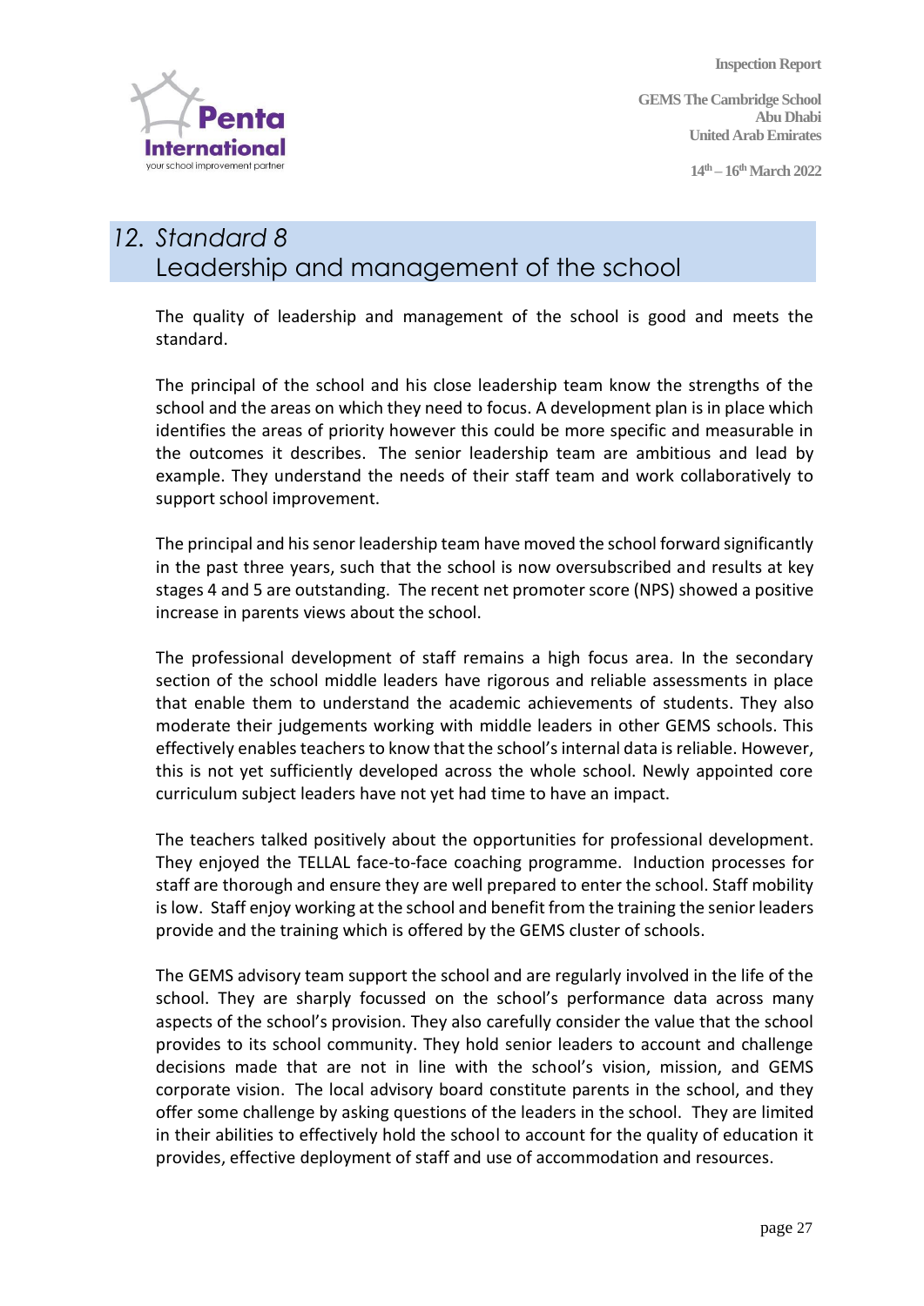## 12. Standard 8
## Leadership and management of the school

The quality of leadership and management of the school is good and meets the standard.

The principal of the school and his close leadership team know the strengths of the school and the areas on which they need to focus. A development plan is in place which identifies the areas of priority however this could be more specific and measurable in the outcomes it describes. The senior leadership team are ambitious and lead by example. They understand the needs of their staff team and work collaboratively to support school improvement.

The principal and his senor leadership team have moved the school forward significantly in the past three years, such that the school is now oversubscribed and results at key stages 4 and 5 are outstanding. The recent net promoter score (NPS) showed a positive increase in parents views about the school.

The professional development of staff remains a high focus area. In the secondary section of the school middle leaders have rigorous and reliable assessments in place that enable them to understand the academic achievements of students. They also moderate their judgements working with middle leaders in other GEMS schools. This effectively enables teachers to know that the school's internal data is reliable. However, this is not yet sufficiently developed across the whole school. Newly appointed core curriculum subject leaders have not yet had time to have an impact.

The teachers talked positively about the opportunities for professional development. They enjoyed the TELLAL face-to-face coaching programme. Induction processes for staff are thorough and ensure they are well prepared to enter the school. Staff mobility is low. Staff enjoy working at the school and benefit from the training the senior leaders provide and the training which is offered by the GEMS cluster of schools.

The GEMS advisory team support the school and are regularly involved in the life of the school. They are sharply focussed on the school's performance data across many aspects of the school's provision. They also carefully consider the value that the school provides to its school community. They hold senior leaders to account and challenge decisions made that are not in line with the school's vision, mission, and GEMS corporate vision. The local advisory board constitute parents in the school, and they offer some challenge by asking questions of the leaders in the school. They are limited in their abilities to effectively hold the school to account for the quality of education it provides, effective deployment of staff and use of accommodation and resources.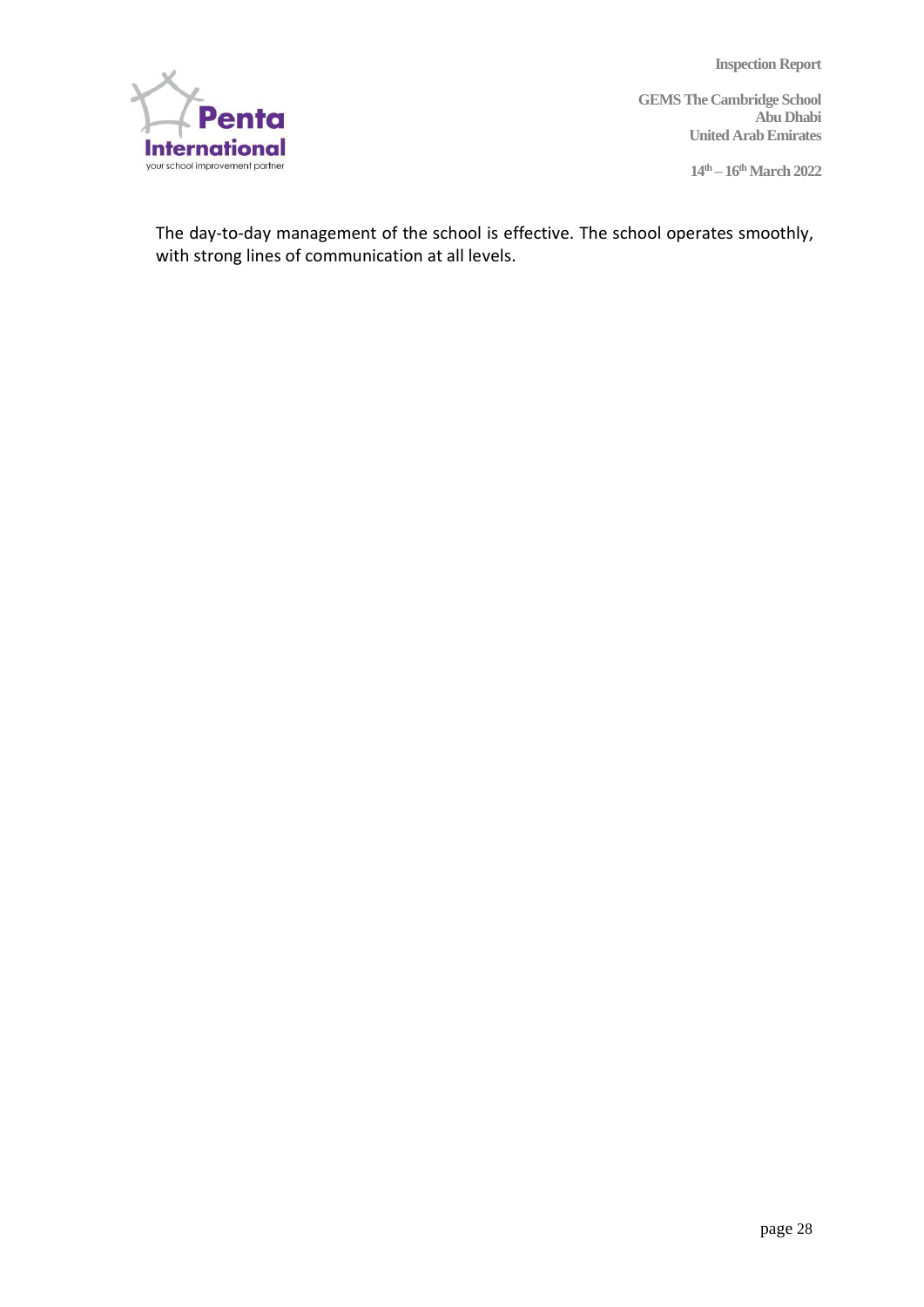The day-to-day management of the school is effective. The school operates smoothly, with strong lines of communication at all levels.